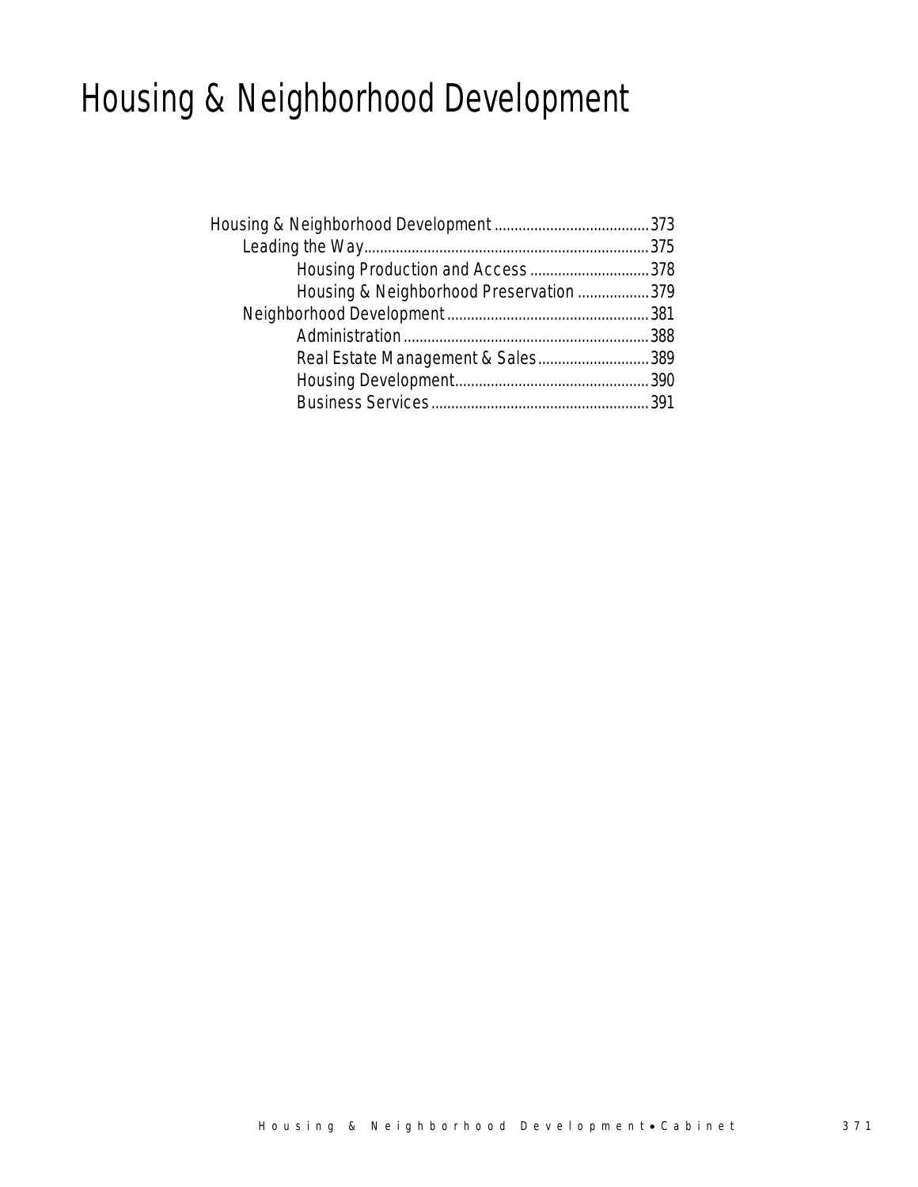# Housing & Neighborhood Development

- Housing & Neighborhood Development ....................................... 373
  - Leading the Way ....................................... 375
    - Housing Production and Access ....................................... 378
    - Housing & Neighborhood Preservation ....................................... 379
  - Neighborhood Development ....................................... 381
    - Administration ....................................... 388
    - Real Estate Management & Sales ....................................... 389
    - Housing Development ....................................... 390
    - Business Services ....................................... 391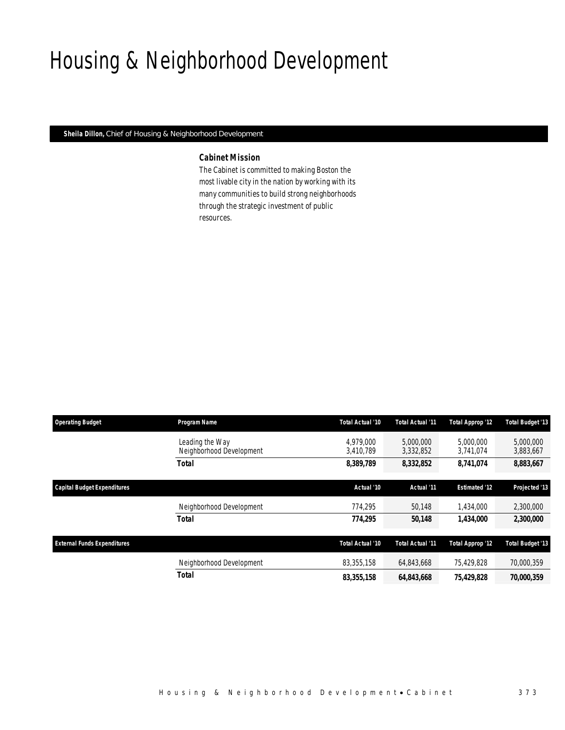# Housing & Neighborhood Development

**Sheila Dillon,** Chief of Housing & Neighborhood Development

### Cabinet Mission

The Cabinet is committed to making Boston the most livable city in the nation by working with its many communities to build strong neighborhoods through the strategic investment of public resources.

| Operating Budget | Program Name | Total Actual '10 | Total Actual '11 | Total Approp '12 | Total Budget '13 |
|---|---|---|---|---|---|
| | Leading the Way | 4,979,000 | 5,000,000 | 5,000,000 | 5,000,000 |
| | Neighborhood Development | 3,410,789 | 3,332,852 | 3,741,074 | 3,883,667 |
| | **Total** | **8,389,789** | **8,332,852** | **8,741,074** | **8,883,667** |

| Capital Budget Expenditures | | Actual '10 | Actual '11 | Estimated '12 | Projected '13 |
|---|---|---|---|---|---|
| | Neighborhood Development | 774,295 | 50,148 | 1,434,000 | 2,300,000 |
| | **Total** | **774,295** | **50,148** | **1,434,000** | **2,300,000** |

| External Funds Expenditures | | Total Actual '10 | Total Actual '11 | Total Approp '12 | Total Budget '13 |
|---|---|---|---|---|---|
| | Neighborhood Development | 83,355,158 | 64,843,668 | 75,429,828 | 70,000,359 |
| | **Total** | **83,355,158** | **64,843,668** | **75,429,828** | **70,000,359** |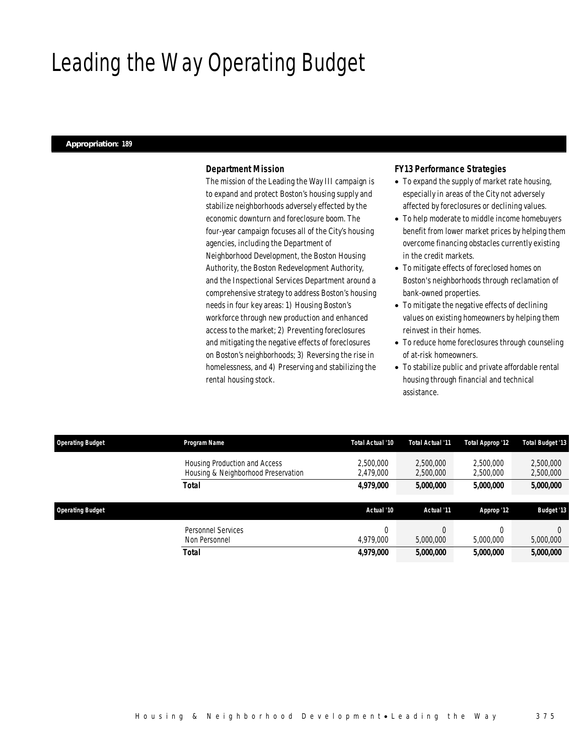# Leading the Way Operating Budget

**Appropriation: 189**

### *Department Mission*

The mission of the Leading the Way III campaign is to expand and protect Boston's housing supply and stabilize neighborhoods adversely effected by the economic downturn and foreclosure boom. The four-year campaign focuses all of the City's housing agencies, including the Department of Neighborhood Development, the Boston Housing Authority, the Boston Redevelopment Authority, and the Inspectional Services Department around a comprehensive strategy to address Boston's housing needs in four key areas: 1) Housing Boston's workforce through new production and enhanced access to the market; 2) Preventing foreclosures and mitigating the negative effects of foreclosures on Boston's neighborhoods; 3) Reversing the rise in homelessness, and 4) Preserving and stabilizing the rental housing stock.

### *FY13 Performance Strategies*

- To expand the supply of market rate housing, especially in areas of the City not adversely affected by foreclosures or declining values.
- To help moderate to middle income homebuyers benefit from lower market prices by helping them overcome financing obstacles currently existing in the credit markets.
- To mitigate effects of foreclosed homes on Boston's neighborhoods through reclamation of bank-owned properties.
- To mitigate the negative effects of declining values on existing homeowners by helping them reinvest in their homes.
- To reduce home foreclosures through counseling of at-risk homeowners.
- To stabilize public and private affordable rental housing through financial and technical assistance.

| Operating Budget | Program Name | Total Actual '10 | Total Actual '11 | Total Approp '12 | Total Budget '13 |
|---|---|---|---|---|---|
| | Housing Production and Access | 2,500,000 | 2,500,000 | 2,500,000 | 2,500,000 |
| | Housing & Neighborhood Preservation | 2,479,000 | 2,500,000 | 2,500,000 | 2,500,000 |
| | **Total** | **4,979,000** | **5,000,000** | **5,000,000** | **5,000,000** |

| Operating Budget | | Actual '10 | Actual '11 | Approp '12 | Budget '13 |
|---|---|---|---|---|---|
| | Personnel Services | 0 | 0 | 0 | 0 |
| | Non Personnel | 4,979,000 | 5,000,000 | 5,000,000 | 5,000,000 |
| | **Total** | **4,979,000** | **5,000,000** | **5,000,000** | **5,000,000** |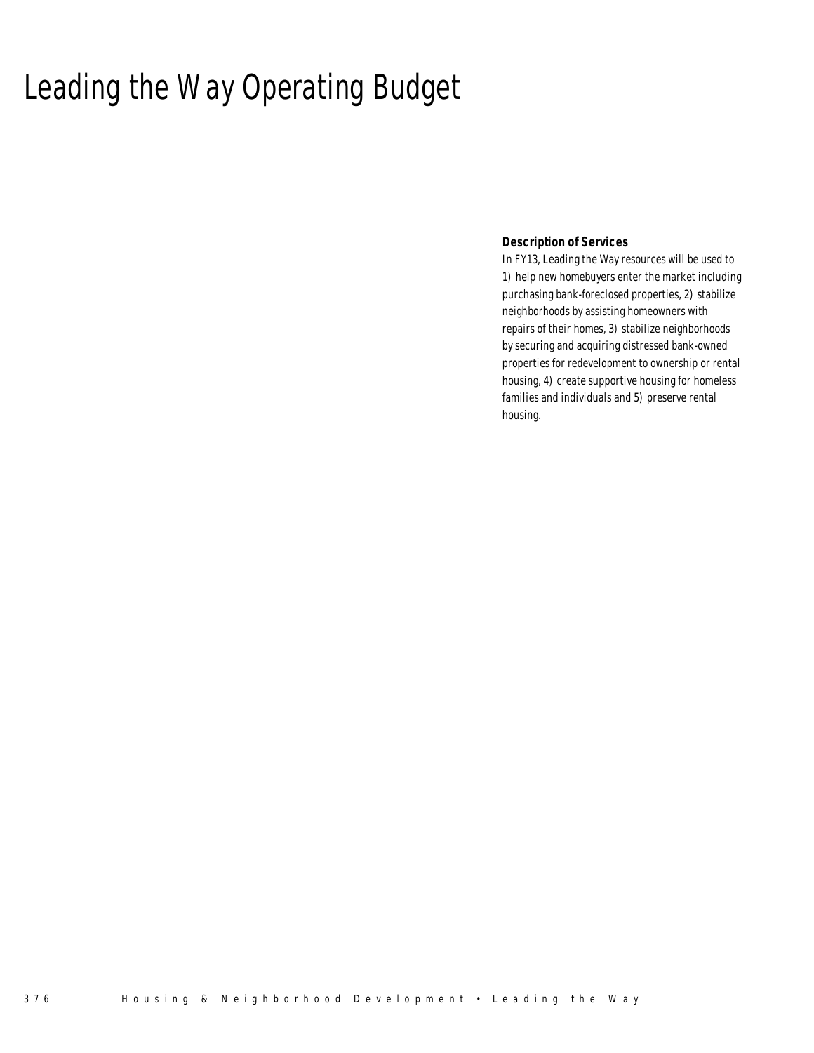# Leading the Way Operating Budget

### Description of Services

In FY13, Leading the Way resources will be used to 1) help new homebuyers enter the market including purchasing bank-foreclosed properties, 2) stabilize neighborhoods by assisting homeowners with repairs of their homes, 3) stabilize neighborhoods by securing and acquiring distressed bank-owned properties for redevelopment to ownership or rental housing, 4) create supportive housing for homeless families and individuals and 5) preserve rental housing.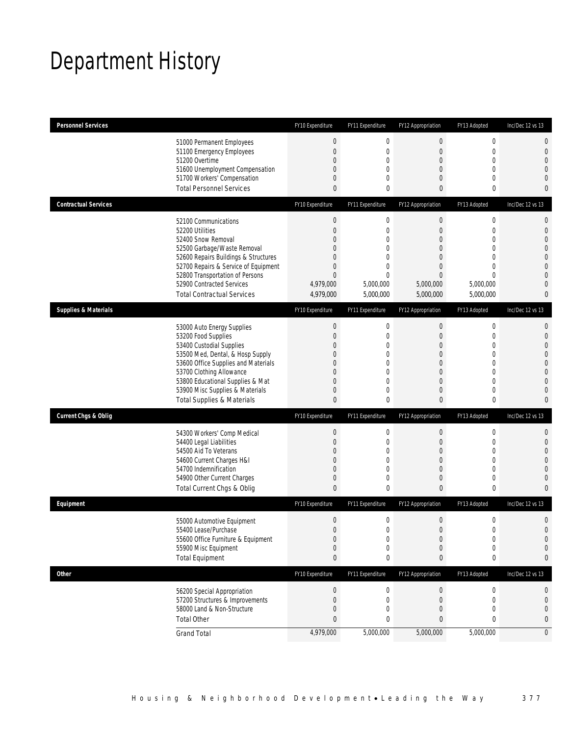# Department History

| Personnel Services | FY10 Expenditure | FY11 Expenditure | FY12 Appropriation | FY13 Adopted | Inc/Dec 12 vs 13 |
|---|---|---|---|---|---|
| 51000 Permanent Employees | 0 | 0 | 0 | 0 | 0 |
| 51100 Emergency Employees | 0 | 0 | 0 | 0 | 0 |
| 51200 Overtime | 0 | 0 | 0 | 0 | 0 |
| 51600 Unemployment Compensation | 0 | 0 | 0 | 0 | 0 |
| 51700 Workers' Compensation | 0 | 0 | 0 | 0 | 0 |
| Total Personnel Services | 0 | 0 | 0 | 0 | 0 |

| Contractual Services | FY10 Expenditure | FY11 Expenditure | FY12 Appropriation | FY13 Adopted | Inc/Dec 12 vs 13 |
|---|---|---|---|---|---|
| 52100 Communications | 0 | 0 | 0 | 0 | 0 |
| 52200 Utilities | 0 | 0 | 0 | 0 | 0 |
| 52400 Snow Removal | 0 | 0 | 0 | 0 | 0 |
| 52500 Garbage/Waste Removal | 0 | 0 | 0 | 0 | 0 |
| 52600 Repairs Buildings & Structures | 0 | 0 | 0 | 0 | 0 |
| 52700 Repairs & Service of Equipment | 0 | 0 | 0 | 0 | 0 |
| 52800 Transportation of Persons | 0 | 0 | 0 | 0 | 0 |
| 52900 Contracted Services | 4,979,000 | 5,000,000 | 5,000,000 | 5,000,000 | 0 |
| Total Contractual Services | 4,979,000 | 5,000,000 | 5,000,000 | 5,000,000 | 0 |

| Supplies & Materials | FY10 Expenditure | FY11 Expenditure | FY12 Appropriation | FY13 Adopted | Inc/Dec 12 vs 13 |
|---|---|---|---|---|---|
| 53000 Auto Energy Supplies | 0 | 0 | 0 | 0 | 0 |
| 53200 Food Supplies | 0 | 0 | 0 | 0 | 0 |
| 53400 Custodial Supplies | 0 | 0 | 0 | 0 | 0 |
| 53500 Med, Dental, & Hosp Supply | 0 | 0 | 0 | 0 | 0 |
| 53600 Office Supplies and Materials | 0 | 0 | 0 | 0 | 0 |
| 53700 Clothing Allowance | 0 | 0 | 0 | 0 | 0 |
| 53800 Educational Supplies & Mat | 0 | 0 | 0 | 0 | 0 |
| 53900 Misc Supplies & Materials | 0 | 0 | 0 | 0 | 0 |
| Total Supplies & Materials | 0 | 0 | 0 | 0 | 0 |

| Current Chgs & Oblig | FY10 Expenditure | FY11 Expenditure | FY12 Appropriation | FY13 Adopted | Inc/Dec 12 vs 13 |
|---|---|---|---|---|---|
| 54300 Workers' Comp Medical | 0 | 0 | 0 | 0 | 0 |
| 54400 Legal Liabilities | 0 | 0 | 0 | 0 | 0 |
| 54500 Aid To Veterans | 0 | 0 | 0 | 0 | 0 |
| 54600 Current Charges H&I | 0 | 0 | 0 | 0 | 0 |
| 54700 Indemnification | 0 | 0 | 0 | 0 | 0 |
| 54900 Other Current Charges | 0 | 0 | 0 | 0 | 0 |
| Total Current Chgs & Oblig | 0 | 0 | 0 | 0 | 0 |

| Equipment | FY10 Expenditure | FY11 Expenditure | FY12 Appropriation | FY13 Adopted | Inc/Dec 12 vs 13 |
|---|---|---|---|---|---|
| 55000 Automotive Equipment | 0 | 0 | 0 | 0 | 0 |
| 55400 Lease/Purchase | 0 | 0 | 0 | 0 | 0 |
| 55600 Office Furniture & Equipment | 0 | 0 | 0 | 0 | 0 |
| 55900 Misc Equipment | 0 | 0 | 0 | 0 | 0 |
| Total Equipment | 0 | 0 | 0 | 0 | 0 |

| Other | FY10 Expenditure | FY11 Expenditure | FY12 Appropriation | FY13 Adopted | Inc/Dec 12 vs 13 |
|---|---|---|---|---|---|
| 56200 Special Appropriation | 0 | 0 | 0 | 0 | 0 |
| 57200 Structures & Improvements | 0 | 0 | 0 | 0 | 0 |
| 58000 Land & Non-Structure | 0 | 0 | 0 | 0 | 0 |
| Total Other | 0 | 0 | 0 | 0 | 0 |
| Grand Total | 4,979,000 | 5,000,000 | 5,000,000 | 5,000,000 | 0 |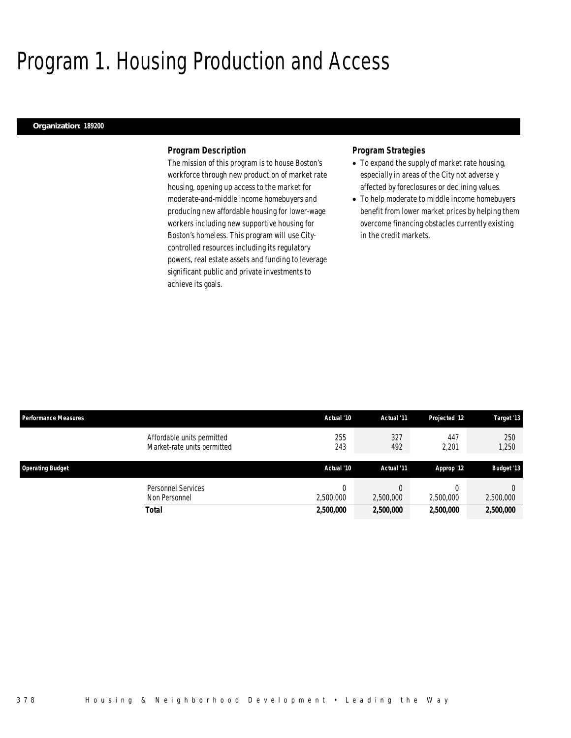# Program 1. Housing Production and Access

**Organization: 189200**

### Program Description

The mission of this program is to house Boston's workforce through new production of market rate housing, opening up access to the market for moderate-and-middle income homebuyers and producing new affordable housing for lower-wage workers including new supportive housing for Boston's homeless. This program will use City-controlled resources including its regulatory powers, real estate assets and funding to leverage significant public and private investments to achieve its goals.

### Program Strategies

- To expand the supply of market rate housing, especially in areas of the City not adversely affected by foreclosures or declining values.
- To help moderate to middle income homebuyers benefit from lower market prices by helping them overcome financing obstacles currently existing in the credit markets.

| Performance Measures | | Actual '10 | Actual '11 | Projected '12 | Target '13 |
|---|---|---|---|---|---|
| | Affordable units permitted | 255 | 327 | 447 | 250 |
| | Market-rate units permitted | 243 | 492 | 2,201 | 1,250 |

| Operating Budget | | Actual '10 | Actual '11 | Approp '12 | Budget '13 |
|---|---|---|---|---|---|
| | Personnel Services | 0 | 0 | 0 | 0 |
| | Non Personnel | 2,500,000 | 2,500,000 | 2,500,000 | 2,500,000 |
| | **Total** | **2,500,000** | **2,500,000** | **2,500,000** | **2,500,000** |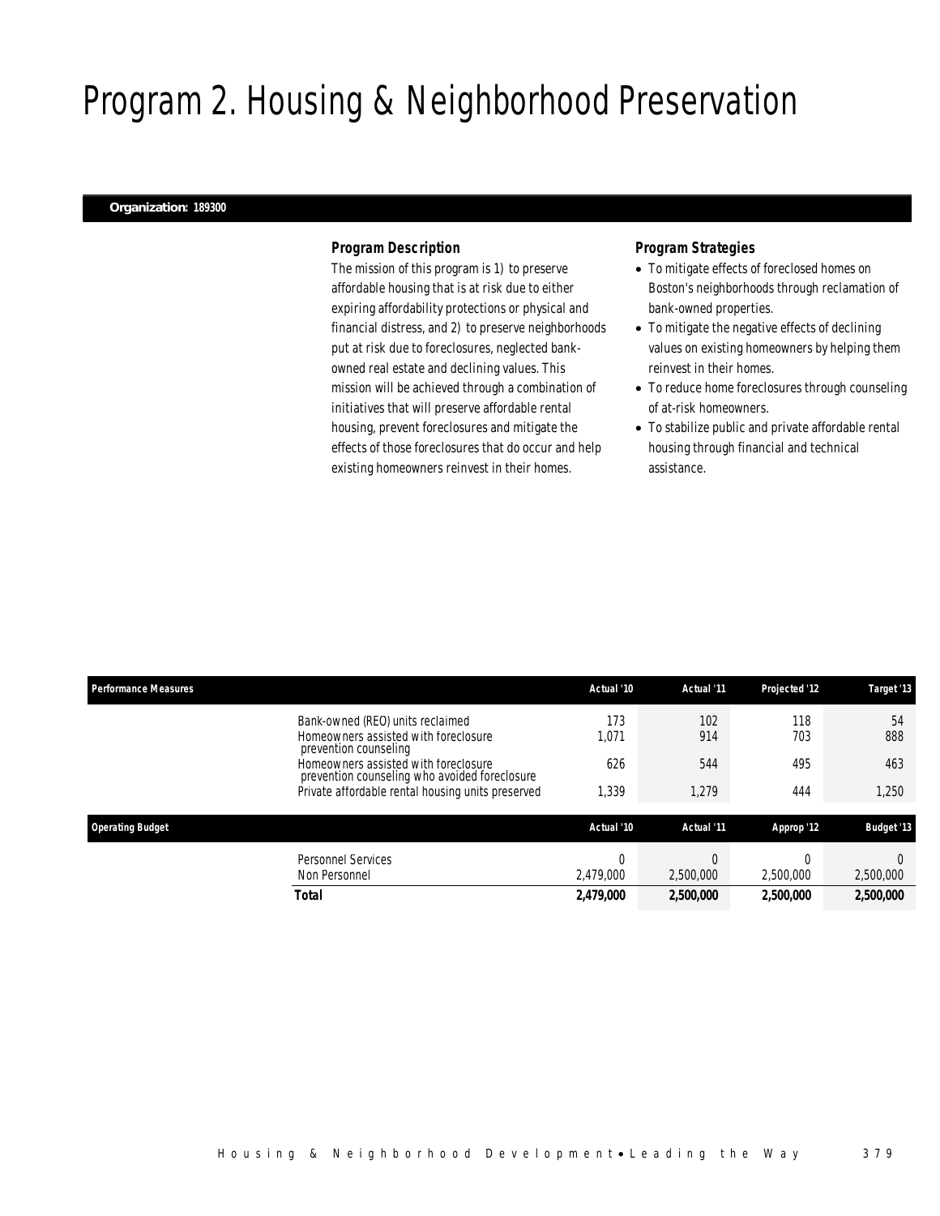# Program 2. Housing & Neighborhood Preservation

**Organization: 189300**

### *Program Description*

The mission of this program is 1) to preserve affordable housing that is at risk due to either expiring affordability protections or physical and financial distress, and 2) to preserve neighborhoods put at risk due to foreclosures, neglected bank-owned real estate and declining values. This mission will be achieved through a combination of initiatives that will preserve affordable rental housing, prevent foreclosures and mitigate the effects of those foreclosures that do occur and help existing homeowners reinvest in their homes.

### *Program Strategies*

- To mitigate effects of foreclosed homes on Boston's neighborhoods through reclamation of bank-owned properties.
- To mitigate the negative effects of declining values on existing homeowners by helping them reinvest in their homes.
- To reduce home foreclosures through counseling of at-risk homeowners.
- To stabilize public and private affordable rental housing through financial and technical assistance.

| Performance Measures | Actual '10 | Actual '11 | Projected '12 | Target '13 |
|---|---|---|---|---|
| Bank-owned (REO) units reclaimed | 173 | 102 | 118 | 54 |
| Homeowners assisted with foreclosure prevention counseling | 1,071 | 914 | 703 | 888 |
| Homeowners assisted with foreclosure prevention counseling who avoided foreclosure | 626 | 544 | 495 | 463 |
| Private affordable rental housing units preserved | 1,339 | 1,279 | 444 | 1,250 |

| Operating Budget | Actual '10 | Actual '11 | Approp '12 | Budget '13 |
|---|---|---|---|---|
| Personnel Services | 0 | 0 | 0 | 0 |
| Non Personnel | 2,479,000 | 2,500,000 | 2,500,000 | 2,500,000 |
| **Total** | **2,479,000** | **2,500,000** | **2,500,000** | **2,500,000** |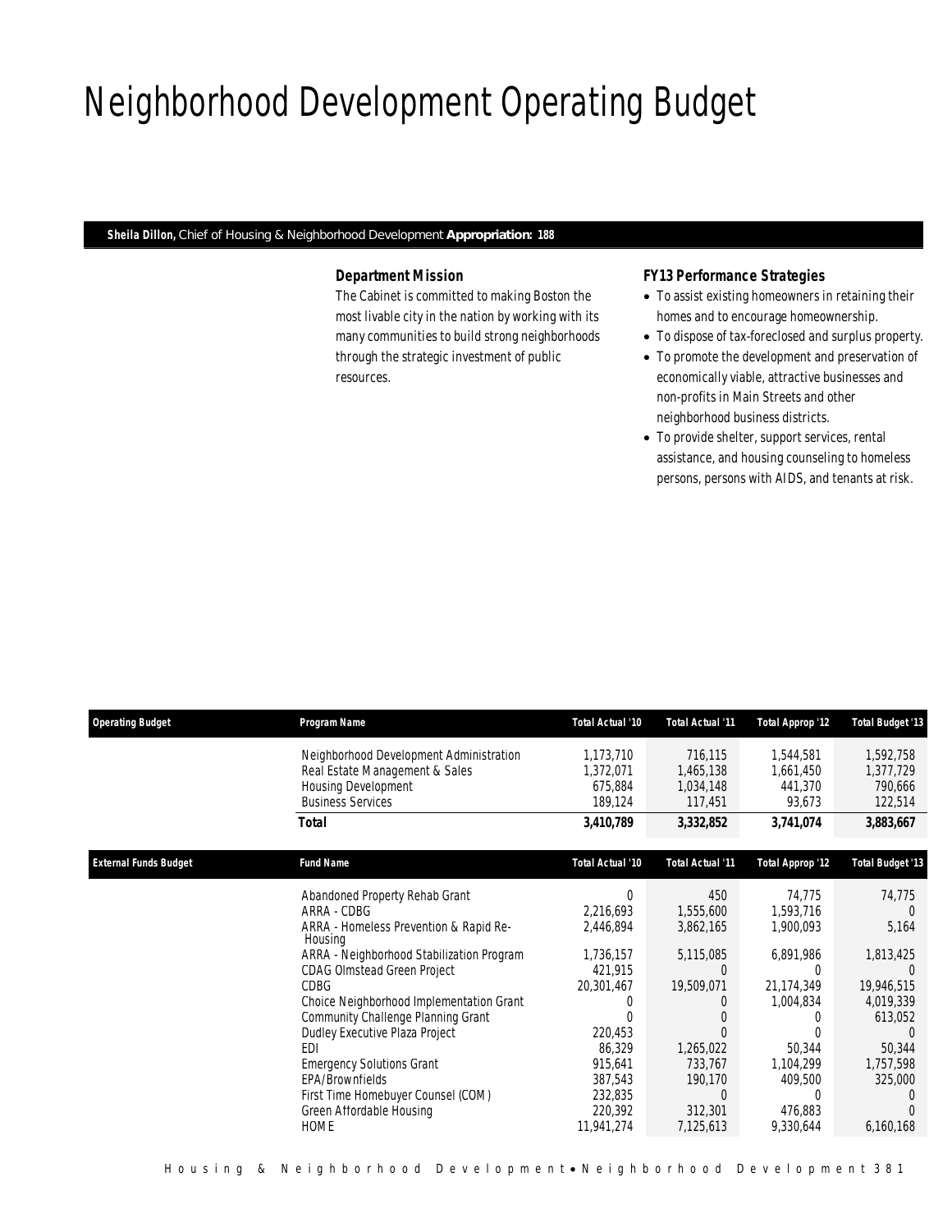# Neighborhood Development Operating Budget

**Sheila Dillon,** Chief of Housing & Neighborhood Development **Appropriation: 188**

### Department Mission

The Cabinet is committed to making Boston the most livable city in the nation by working with its many communities to build strong neighborhoods through the strategic investment of public resources.

### FY13 Performance Strategies

- To assist existing homeowners in retaining their homes and to encourage homeownership.
- To dispose of tax-foreclosed and surplus property.
- To promote the development and preservation of economically viable, attractive businesses and non-profits in Main Streets and other neighborhood business districts.
- To provide shelter, support services, rental assistance, and housing counseling to homeless persons, persons with AIDS, and tenants at risk.

| Operating Budget | Program Name | Total Actual '10 | Total Actual '11 | Total Approp '12 | Total Budget '13 |
|---|---|---|---|---|---|
| | Neighborhood Development Administration | 1,173,710 | 716,115 | 1,544,581 | 1,592,758 |
| | Real Estate Management & Sales | 1,372,071 | 1,465,138 | 1,661,450 | 1,377,729 |
| | Housing Development | 675,884 | 1,034,148 | 441,370 | 790,666 |
| | Business Services | 189,124 | 117,451 | 93,673 | 122,514 |
| | **Total** | **3,410,789** | **3,332,852** | **3,741,074** | **3,883,667** |

| External Funds Budget | Fund Name | Total Actual '10 | Total Actual '11 | Total Approp '12 | Total Budget '13 |
|---|---|---|---|---|---|
| | Abandoned Property Rehab Grant | 0 | 450 | 74,775 | 74,775 |
| | ARRA - CDBG | 2,216,693 | 1,555,600 | 1,593,716 | 0 |
| | ARRA - Homeless Prevention & Rapid Re-Housing | 2,446,894 | 3,862,165 | 1,900,093 | 5,164 |
| | ARRA - Neighborhood Stabilization Program | 1,736,157 | 5,115,085 | 6,891,986 | 1,813,425 |
| | CDAG Olmstead Green Project | 421,915 | 0 | 0 | 0 |
| | CDBG | 20,301,467 | 19,509,071 | 21,174,349 | 19,946,515 |
| | Choice Neighborhood Implementation Grant | 0 | 0 | 1,004,834 | 4,019,339 |
| | Community Challenge Planning Grant | 0 | 0 | 0 | 613,052 |
| | Dudley Executive Plaza Project | 220,453 | 0 | 0 | 0 |
| | EDI | 86,329 | 1,265,022 | 50,344 | 50,344 |
| | Emergency Solutions Grant | 915,641 | 733,767 | 1,104,299 | 1,757,598 |
| | EPA/Brownfields | 387,543 | 190,170 | 409,500 | 325,000 |
| | First Time Homebuyer Counsel (COM) | 232,835 | 0 | 0 | 0 |
| | Green Affordable Housing | 220,392 | 312,301 | 476,883 | 0 |
| | HOME | 11,941,274 | 7,125,613 | 9,330,644 | 6,160,168 |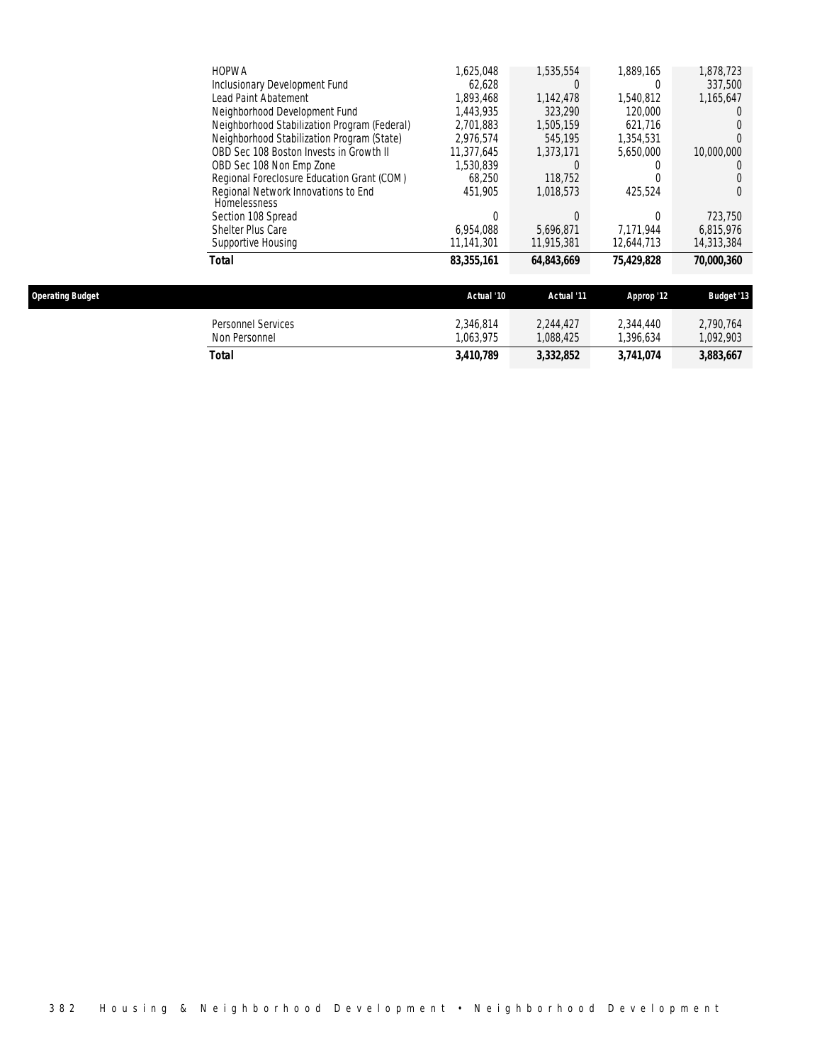| | | | | |
|---|---|---|---|---|
| HOPWA | 1,625,048 | 1,535,554 | 1,889,165 | 1,878,723 |
| Inclusionary Development Fund | 62,628 | 0 | 0 | 337,500 |
| Lead Paint Abatement | 1,893,468 | 1,142,478 | 1,540,812 | 1,165,647 |
| Neighborhood Development Fund | 1,443,935 | 323,290 | 120,000 | 0 |
| Neighborhood Stabilization Program (Federal) | 2,701,883 | 1,505,159 | 621,716 | 0 |
| Neighborhood Stabilization Program (State) | 2,976,574 | 545,195 | 1,354,531 | 0 |
| OBD Sec 108 Boston Invests in Growth II | 11,377,645 | 1,373,171 | 5,650,000 | 10,000,000 |
| OBD Sec 108 Non Emp Zone | 1,530,839 | 0 | 0 | 0 |
| Regional Foreclosure Education Grant (COM) | 68,250 | 118,752 | 0 | 0 |
| Regional Network Innovations to End Homelessness | 451,905 | 1,018,573 | 425,524 | 0 |
| Section 108 Spread | 0 | 0 | 0 | 723,750 |
| Shelter Plus Care | 6,954,088 | 5,696,871 | 7,171,944 | 6,815,976 |
| Supportive Housing | 11,141,301 | 11,915,381 | 12,644,713 | 14,313,384 |
| **Total** | **83,355,161** | **64,843,669** | **75,429,828** | **70,000,360** |

| Operating Budget | Actual '10 | Actual '11 | Approp '12 | Budget '13 |
|---|---|---|---|---|
| Personnel Services | 2,346,814 | 2,244,427 | 2,344,440 | 2,790,764 |
| Non Personnel | 1,063,975 | 1,088,425 | 1,396,634 | 1,092,903 |
| **Total** | **3,410,789** | **3,332,852** | **3,741,074** | **3,883,667** |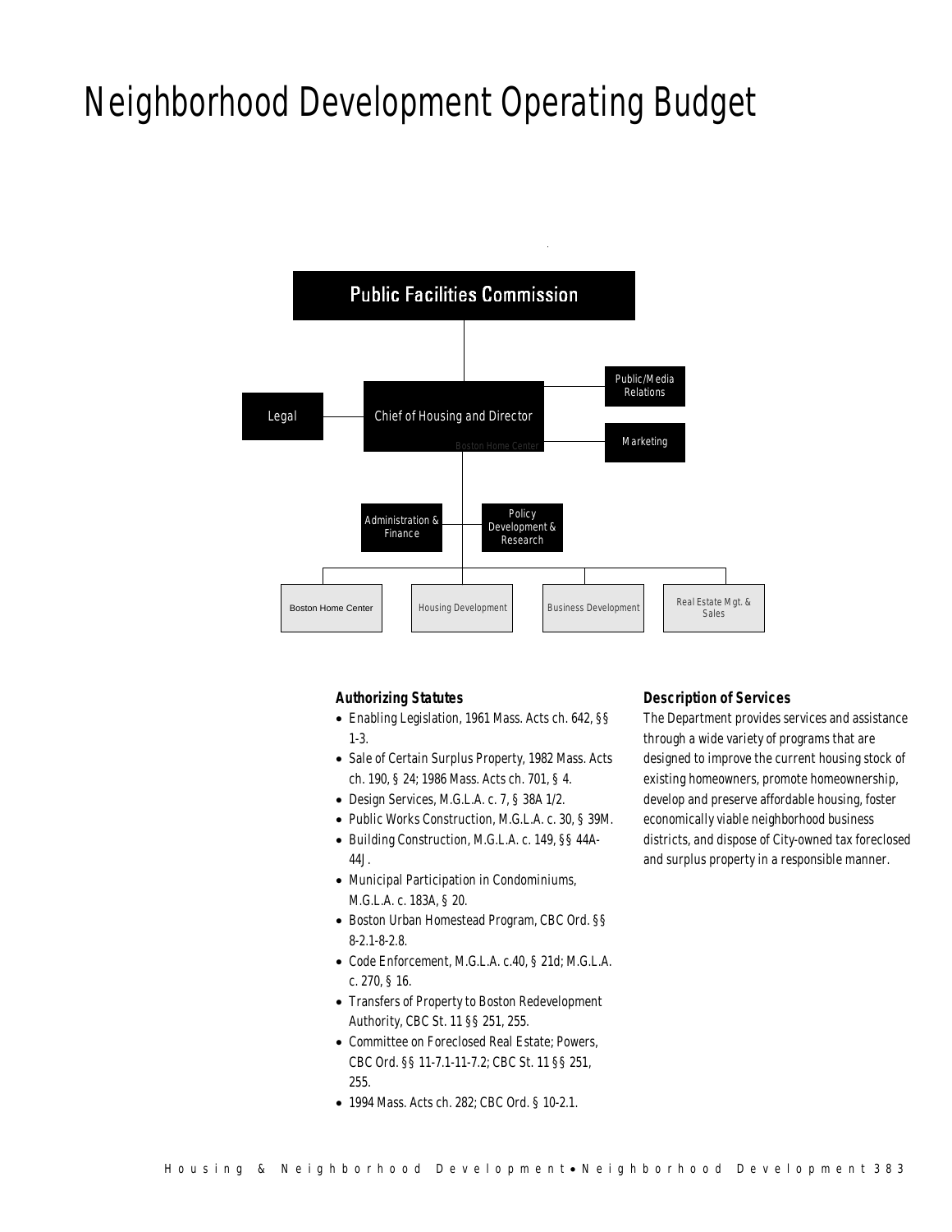# Neighborhood Development Operating Budget

Public Facilities Commission

Legal

Chief of Housing and Director

Public/Media Relations

Marketing

Administration & Finance

Policy Development & Research

Boston Home Center

Housing Development

Business Development

Real Estate Mgt. & Sales

### Authorizing Statutes

- Enabling Legislation, 1961 Mass. Acts ch. 642, §§ 1-3.
- Sale of Certain Surplus Property, 1982 Mass. Acts ch. 190, § 24; 1986 Mass. Acts ch. 701, § 4.
- Design Services, M.G.L.A. c. 7, § 38A 1/2.
- Public Works Construction, M.G.L.A. c. 30, § 39M.
- Building Construction, M.G.L.A. c. 149, §§ 44A-44J.
- Municipal Participation in Condominiums, M.G.L.A. c. 183A, § 20.
- Boston Urban Homestead Program, CBC Ord. §§ 8-2.1-8-2.8.
- Code Enforcement, M.G.L.A. c.40, § 21d; M.G.L.A. c. 270, § 16.
- Transfers of Property to Boston Redevelopment Authority, CBC St. 11 §§ 251, 255.
- Committee on Foreclosed Real Estate; Powers, CBC Ord. §§ 11-7.1-11-7.2; CBC St. 11 §§ 251, 255.
- 1994 Mass. Acts ch. 282; CBC Ord. § 10-2.1.

### Description of Services

The Department provides services and assistance through a wide variety of programs that are designed to improve the current housing stock of existing homeowners, promote homeownership, develop and preserve affordable housing, foster economically viable neighborhood business districts, and dispose of City-owned tax foreclosed and surplus property in a responsible manner.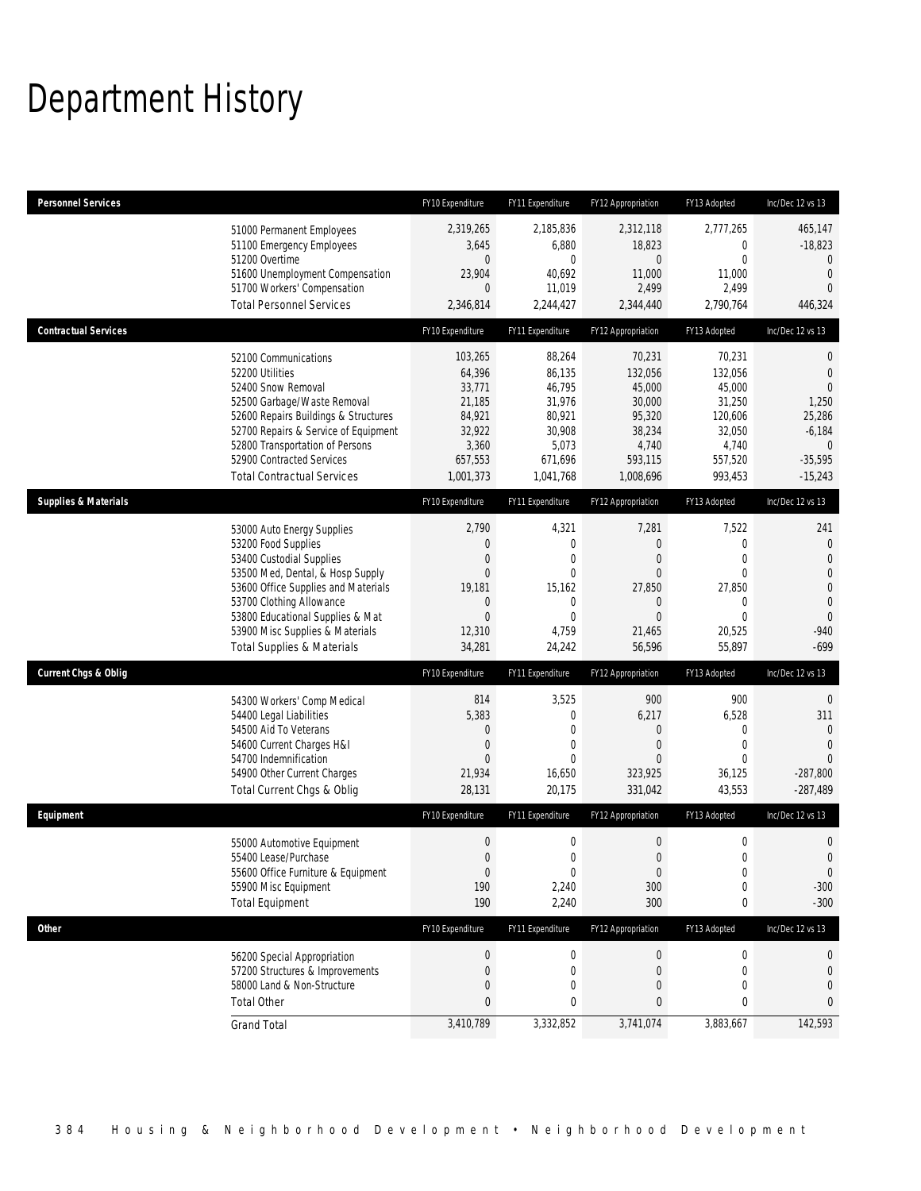# Department History

| Personnel Services | FY10 Expenditure | FY11 Expenditure | FY12 Appropriation | FY13 Adopted | Inc/Dec 12 vs 13 |
|---|---|---|---|---|---|
| 51000 Permanent Employees | 2,319,265 | 2,185,836 | 2,312,118 | 2,777,265 | 465,147 |
| 51100 Emergency Employees | 3,645 | 6,880 | 18,823 | 0 | -18,823 |
| 51200 Overtime | 0 | 0 | 0 | 0 | 0 |
| 51600 Unemployment Compensation | 23,904 | 40,692 | 11,000 | 11,000 | 0 |
| 51700 Workers' Compensation | 0 | 11,019 | 2,499 | 2,499 | 0 |
| Total Personnel Services | 2,346,814 | 2,244,427 | 2,344,440 | 2,790,764 | 446,324 |
| **Contractual Services** | FY10 Expenditure | FY11 Expenditure | FY12 Appropriation | FY13 Adopted | Inc/Dec 12 vs 13 |
| 52100 Communications | 103,265 | 88,264 | 70,231 | 70,231 | 0 |
| 52200 Utilities | 64,396 | 86,135 | 132,056 | 132,056 | 0 |
| 52400 Snow Removal | 33,771 | 46,795 | 45,000 | 45,000 | 0 |
| 52500 Garbage/Waste Removal | 21,185 | 31,976 | 30,000 | 31,250 | 1,250 |
| 52600 Repairs Buildings & Structures | 84,921 | 80,921 | 95,320 | 120,606 | 25,286 |
| 52700 Repairs & Service of Equipment | 32,922 | 30,908 | 38,234 | 32,050 | -6,184 |
| 52800 Transportation of Persons | 3,360 | 5,073 | 4,740 | 4,740 | 0 |
| 52900 Contracted Services | 657,553 | 671,696 | 593,115 | 557,520 | -35,595 |
| Total Contractual Services | 1,001,373 | 1,041,768 | 1,008,696 | 993,453 | -15,243 |
| **Supplies & Materials** | FY10 Expenditure | FY11 Expenditure | FY12 Appropriation | FY13 Adopted | Inc/Dec 12 vs 13 |
| 53000 Auto Energy Supplies | 2,790 | 4,321 | 7,281 | 7,522 | 241 |
| 53200 Food Supplies | 0 | 0 | 0 | 0 | 0 |
| 53400 Custodial Supplies | 0 | 0 | 0 | 0 | 0 |
| 53500 Med, Dental, & Hosp Supply | 0 | 0 | 0 | 0 | 0 |
| 53600 Office Supplies and Materials | 19,181 | 15,162 | 27,850 | 27,850 | 0 |
| 53700 Clothing Allowance | 0 | 0 | 0 | 0 | 0 |
| 53800 Educational Supplies & Mat | 0 | 0 | 0 | 0 | 0 |
| 53900 Misc Supplies & Materials | 12,310 | 4,759 | 21,465 | 20,525 | -940 |
| Total Supplies & Materials | 34,281 | 24,242 | 56,596 | 55,897 | -699 |
| **Current Chgs & Oblig** | FY10 Expenditure | FY11 Expenditure | FY12 Appropriation | FY13 Adopted | Inc/Dec 12 vs 13 |
| 54300 Workers' Comp Medical | 814 | 3,525 | 900 | 900 | 0 |
| 54400 Legal Liabilities | 5,383 | 0 | 6,217 | 6,528 | 311 |
| 54500 Aid To Veterans | 0 | 0 | 0 | 0 | 0 |
| 54600 Current Charges H&I | 0 | 0 | 0 | 0 | 0 |
| 54700 Indemnification | 0 | 0 | 0 | 0 | 0 |
| 54900 Other Current Charges | 21,934 | 16,650 | 323,925 | 36,125 | -287,800 |
| Total Current Chgs & Oblig | 28,131 | 20,175 | 331,042 | 43,553 | -287,489 |
| **Equipment** | FY10 Expenditure | FY11 Expenditure | FY12 Appropriation | FY13 Adopted | Inc/Dec 12 vs 13 |
| 55000 Automotive Equipment | 0 | 0 | 0 | 0 | 0 |
| 55400 Lease/Purchase | 0 | 0 | 0 | 0 | 0 |
| 55600 Office Furniture & Equipment | 0 | 0 | 0 | 0 | 0 |
| 55900 Misc Equipment | 190 | 2,240 | 300 | 0 | -300 |
| Total Equipment | 190 | 2,240 | 300 | 0 | -300 |
| **Other** | FY10 Expenditure | FY11 Expenditure | FY12 Appropriation | FY13 Adopted | Inc/Dec 12 vs 13 |
| 56200 Special Appropriation | 0 | 0 | 0 | 0 | 0 |
| 57200 Structures & Improvements | 0 | 0 | 0 | 0 | 0 |
| 58000 Land & Non-Structure | 0 | 0 | 0 | 0 | 0 |
| Total Other | 0 | 0 | 0 | 0 | 0 |
| Grand Total | 3,410,789 | 3,332,852 | 3,741,074 | 3,883,667 | 142,593 |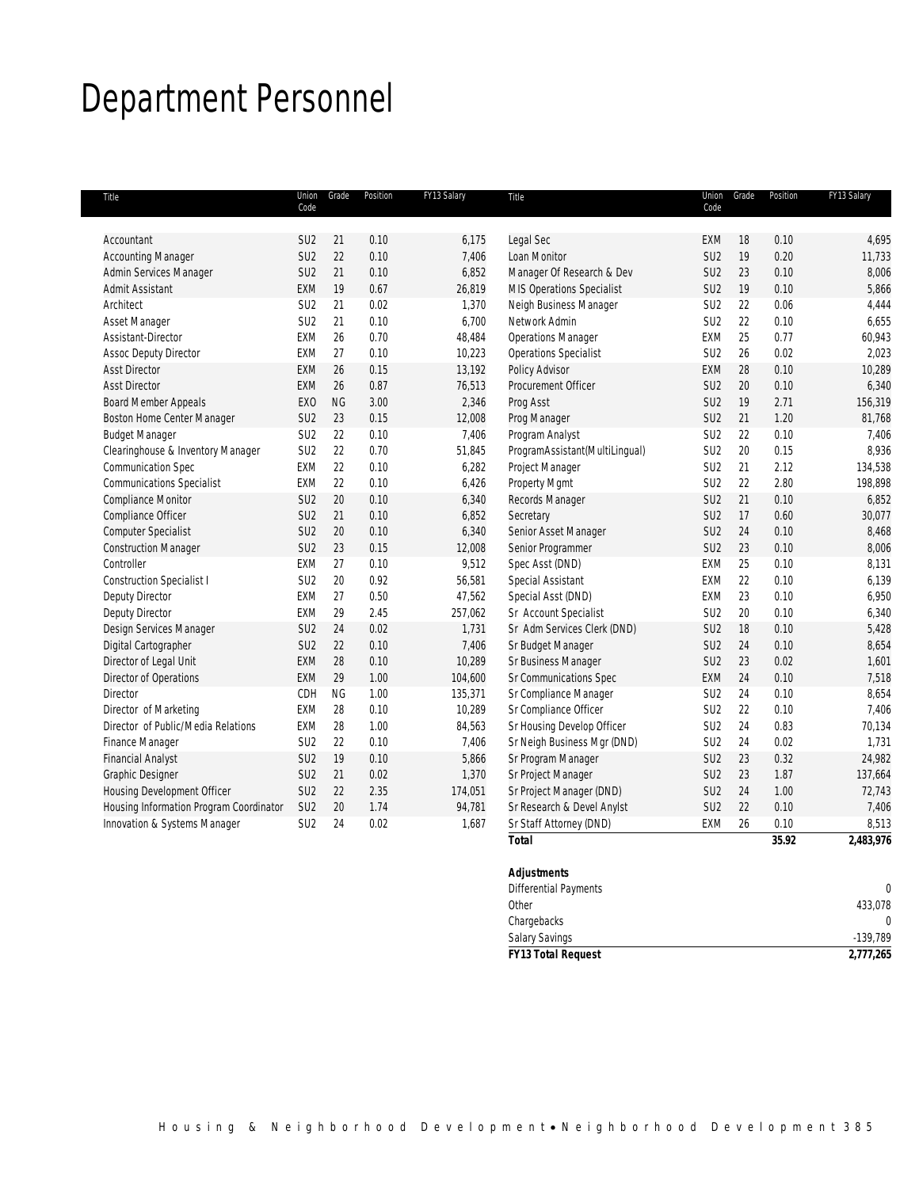# Department Personnel

| Title | Union Code | Grade | Position | FY13 Salary | Title | Union Code | Grade | Position | FY13 Salary |
|---|---|---|---|---|---|---|---|---|---|
| Accountant | SU2 | 21 | 0.10 | 6,175 | Legal Sec | EXM | 18 | 0.10 | 4,695 |
| Accounting Manager | SU2 | 22 | 0.10 | 7,406 | Loan Monitor | SU2 | 19 | 0.20 | 11,733 |
| Admin Services Manager | SU2 | 21 | 0.10 | 6,852 | Manager Of Research & Dev | SU2 | 23 | 0.10 | 8,006 |
| Admit Assistant | EXM | 19 | 0.67 | 26,819 | MIS Operations Specialist | SU2 | 19 | 0.10 | 5,866 |
| Architect | SU2 | 21 | 0.02 | 1,370 | Neigh Business Manager | SU2 | 22 | 0.06 | 4,444 |
| Asset Manager | SU2 | 21 | 0.10 | 6,700 | Network Admin | SU2 | 22 | 0.10 | 6,655 |
| Assistant-Director | EXM | 26 | 0.70 | 48,484 | Operations Manager | EXM | 25 | 0.77 | 60,943 |
| Assoc Deputy Director | EXM | 27 | 0.10 | 10,223 | Operations Specialist | SU2 | 26 | 0.02 | 2,023 |
| Asst Director | EXM | 26 | 0.15 | 13,192 | Policy Advisor | EXM | 28 | 0.10 | 10,289 |
| Asst Director | EXM | 26 | 0.87 | 76,513 | Procurement Officer | SU2 | 20 | 0.10 | 6,340 |
| Board Member Appeals | EXO | NG | 3.00 | 2,346 | Prog Asst | SU2 | 19 | 2.71 | 156,319 |
| Boston Home Center Manager | SU2 | 23 | 0.15 | 12,008 | Prog Manager | SU2 | 21 | 1.20 | 81,768 |
| Budget Manager | SU2 | 22 | 0.10 | 7,406 | Program Analyst | SU2 | 22 | 0.10 | 7,406 |
| Clearinghouse & Inventory Manager | SU2 | 22 | 0.70 | 51,845 | ProgramAssistant(MultiLingual) | SU2 | 20 | 0.15 | 8,936 |
| Communication Spec | EXM | 22 | 0.10 | 6,282 | Project Manager | SU2 | 21 | 2.12 | 134,538 |
| Communications Specialist | EXM | 22 | 0.10 | 6,426 | Property Mgmt | SU2 | 22 | 2.80 | 198,898 |
| Compliance Monitor | SU2 | 20 | 0.10 | 6,340 | Records Manager | SU2 | 21 | 0.10 | 6,852 |
| Compliance Officer | SU2 | 21 | 0.10 | 6,852 | Secretary | SU2 | 17 | 0.60 | 30,077 |
| Computer Specialist | SU2 | 20 | 0.10 | 6,340 | Senior Asset Manager | SU2 | 24 | 0.10 | 8,468 |
| Construction Manager | SU2 | 23 | 0.15 | 12,008 | Senior Programmer | SU2 | 23 | 0.10 | 8,006 |
| Controller | EXM | 27 | 0.10 | 9,512 | Spec Asst (DND) | EXM | 25 | 0.10 | 8,131 |
| Construction Specialist I | SU2 | 20 | 0.92 | 56,581 | Special Assistant | EXM | 22 | 0.10 | 6,139 |
| Deputy Director | EXM | 27 | 0.50 | 47,562 | Special Asst (DND) | EXM | 23 | 0.10 | 6,950 |
| Deputy Director | EXM | 29 | 2.45 | 257,062 | Sr Account Specialist | SU2 | 20 | 0.10 | 6,340 |
| Design Services Manager | SU2 | 24 | 0.02 | 1,731 | Sr Adm Services Clerk (DND) | SU2 | 18 | 0.10 | 5,428 |
| Digital Cartographer | SU2 | 22 | 0.10 | 7,406 | Sr Budget Manager | SU2 | 24 | 0.10 | 8,654 |
| Director of Legal Unit | EXM | 28 | 0.10 | 10,289 | Sr Business Manager | SU2 | 23 | 0.02 | 1,601 |
| Director of Operations | EXM | 29 | 1.00 | 104,600 | Sr Communications Spec | EXM | 24 | 0.10 | 7,518 |
| Director | CDH | NG | 1.00 | 135,371 | Sr Compliance Manager | SU2 | 24 | 0.10 | 8,654 |
| Director of Marketing | EXM | 28 | 0.10 | 10,289 | Sr Compliance Officer | SU2 | 22 | 0.10 | 7,406 |
| Director of Public/Media Relations | EXM | 28 | 1.00 | 84,563 | Sr Housing Develop Officer | SU2 | 24 | 0.83 | 70,134 |
| Finance Manager | SU2 | 22 | 0.10 | 7,406 | Sr Neigh Business Mgr (DND) | SU2 | 24 | 0.02 | 1,731 |
| Financial Analyst | SU2 | 19 | 0.10 | 5,866 | Sr Program Manager | SU2 | 23 | 0.32 | 24,982 |
| Graphic Designer | SU2 | 21 | 0.02 | 1,370 | Sr Project Manager | SU2 | 23 | 1.87 | 137,664 |
| Housing Development Officer | SU2 | 22 | 2.35 | 174,051 | Sr Project Manager (DND) | SU2 | 24 | 1.00 | 72,743 |
| Housing Information Program Coordinator | SU2 | 20 | 1.74 | 94,781 | Sr Research & Devel Anylst | SU2 | 22 | 0.10 | 7,406 |
| Innovation & Systems Manager | SU2 | 24 | 0.02 | 1,687 | Sr Staff Attorney (DND) | EXM | 26 | 0.10 | 8,513 |
| | | | | | **Total** | | | **35.92** | **2,483,976** |

| **Adjustments** | |
|---|---|
| Differential Payments | 0 |
| Other | 433,078 |
| Chargebacks | 0 |
| Salary Savings | -139,789 |
| ***FY13 Total Request*** | ***2,777,265*** |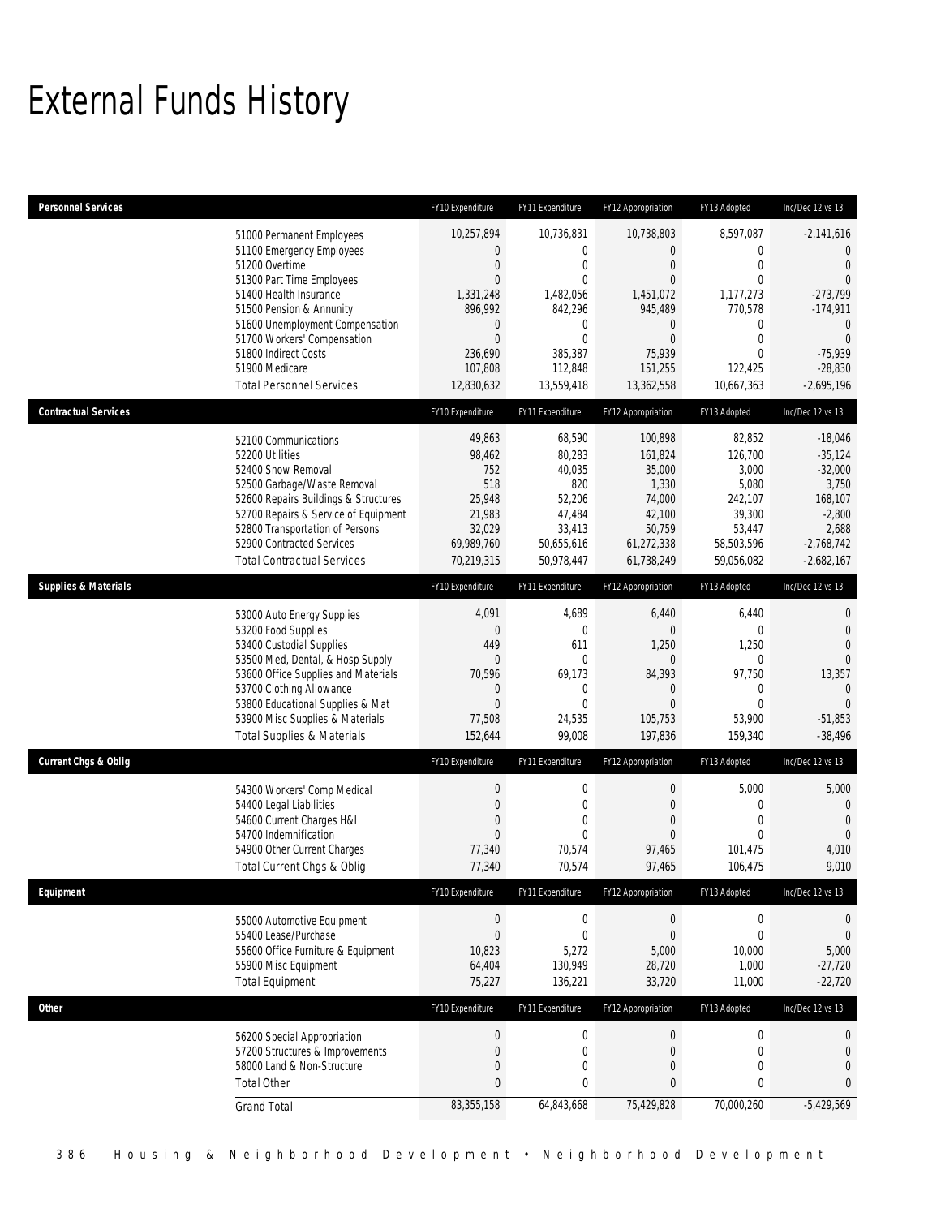# External Funds History

| Personnel Services | FY10 Expenditure | FY11 Expenditure | FY12 Appropriation | FY13 Adopted | Inc/Dec 12 vs 13 |
|---|---|---|---|---|---|
| 51000 Permanent Employees | 10,257,894 | 10,736,831 | 10,738,803 | 8,597,087 | -2,141,616 |
| 51100 Emergency Employees | 0 | 0 | 0 | 0 | 0 |
| 51200 Overtime | 0 | 0 | 0 | 0 | 0 |
| 51300 Part Time Employees | 0 | 0 | 0 | 0 | 0 |
| 51400 Health Insurance | 1,331,248 | 1,482,056 | 1,451,072 | 1,177,273 | -273,799 |
| 51500 Pension & Annunity | 896,992 | 842,296 | 945,489 | 770,578 | -174,911 |
| 51600 Unemployment Compensation | 0 | 0 | 0 | 0 | 0 |
| 51700 Workers' Compensation | 0 | 0 | 0 | 0 | 0 |
| 51800 Indirect Costs | 236,690 | 385,387 | 75,939 | 0 | -75,939 |
| 51900 Medicare | 107,808 | 112,848 | 151,255 | 122,425 | -28,830 |
| Total Personnel Services | 12,830,632 | 13,559,418 | 13,362,558 | 10,667,363 | -2,695,196 |

| Contractual Services | FY10 Expenditure | FY11 Expenditure | FY12 Appropriation | FY13 Adopted | Inc/Dec 12 vs 13 |
|---|---|---|---|---|---|
| 52100 Communications | 49,863 | 68,590 | 100,898 | 82,852 | -18,046 |
| 52200 Utilities | 98,462 | 80,283 | 161,824 | 126,700 | -35,124 |
| 52400 Snow Removal | 752 | 40,035 | 35,000 | 3,000 | -32,000 |
| 52500 Garbage/Waste Removal | 518 | 820 | 1,330 | 5,080 | 3,750 |
| 52600 Repairs Buildings & Structures | 25,948 | 52,206 | 74,000 | 242,107 | 168,107 |
| 52700 Repairs & Service of Equipment | 21,983 | 47,484 | 42,100 | 39,300 | -2,800 |
| 52800 Transportation of Persons | 32,029 | 33,413 | 50,759 | 53,447 | 2,688 |
| 52900 Contracted Services | 69,989,760 | 50,655,616 | 61,272,338 | 58,503,596 | -2,768,742 |
| Total Contractual Services | 70,219,315 | 50,978,447 | 61,738,249 | 59,056,082 | -2,682,167 |

| Supplies & Materials | FY10 Expenditure | FY11 Expenditure | FY12 Appropriation | FY13 Adopted | Inc/Dec 12 vs 13 |
|---|---|---|---|---|---|
| 53000 Auto Energy Supplies | 4,091 | 4,689 | 6,440 | 6,440 | 0 |
| 53200 Food Supplies | 0 | 0 | 0 | 0 | 0 |
| 53400 Custodial Supplies | 449 | 611 | 1,250 | 1,250 | 0 |
| 53500 Med, Dental, & Hosp Supply | 0 | 0 | 0 | 0 | 0 |
| 53600 Office Supplies and Materials | 70,596 | 69,173 | 84,393 | 97,750 | 13,357 |
| 53700 Clothing Allowance | 0 | 0 | 0 | 0 | 0 |
| 53800 Educational Supplies & Mat | 0 | 0 | 0 | 0 | 0 |
| 53900 Misc Supplies & Materials | 77,508 | 24,535 | 105,753 | 53,900 | -51,853 |
| Total Supplies & Materials | 152,644 | 99,008 | 197,836 | 159,340 | -38,496 |

| Current Chgs & Oblig | FY10 Expenditure | FY11 Expenditure | FY12 Appropriation | FY13 Adopted | Inc/Dec 12 vs 13 |
|---|---|---|---|---|---|
| 54300 Workers' Comp Medical | 0 | 0 | 0 | 5,000 | 5,000 |
| 54400 Legal Liabilities | 0 | 0 | 0 | 0 | 0 |
| 54600 Current Charges H&I | 0 | 0 | 0 | 0 | 0 |
| 54700 Indemnification | 0 | 0 | 0 | 0 | 0 |
| 54900 Other Current Charges | 77,340 | 70,574 | 97,465 | 101,475 | 4,010 |
| Total Current Chgs & Oblig | 77,340 | 70,574 | 97,465 | 106,475 | 9,010 |

| Equipment | FY10 Expenditure | FY11 Expenditure | FY12 Appropriation | FY13 Adopted | Inc/Dec 12 vs 13 |
|---|---|---|---|---|---|
| 55000 Automotive Equipment | 0 | 0 | 0 | 0 | 0 |
| 55400 Lease/Purchase | 0 | 0 | 0 | 0 | 0 |
| 55600 Office Furniture & Equipment | 10,823 | 5,272 | 5,000 | 10,000 | 5,000 |
| 55900 Misc Equipment | 64,404 | 130,949 | 28,720 | 1,000 | -27,720 |
| Total Equipment | 75,227 | 136,221 | 33,720 | 11,000 | -22,720 |

| Other | FY10 Expenditure | FY11 Expenditure | FY12 Appropriation | FY13 Adopted | Inc/Dec 12 vs 13 |
|---|---|---|---|---|---|
| 56200 Special Appropriation | 0 | 0 | 0 | 0 | 0 |
| 57200 Structures & Improvements | 0 | 0 | 0 | 0 | 0 |
| 58000 Land & Non-Structure | 0 | 0 | 0 | 0 | 0 |
| Total Other | 0 | 0 | 0 | 0 | 0 |
| Grand Total | 83,355,158 | 64,843,668 | 75,429,828 | 70,000,260 | -5,429,569 |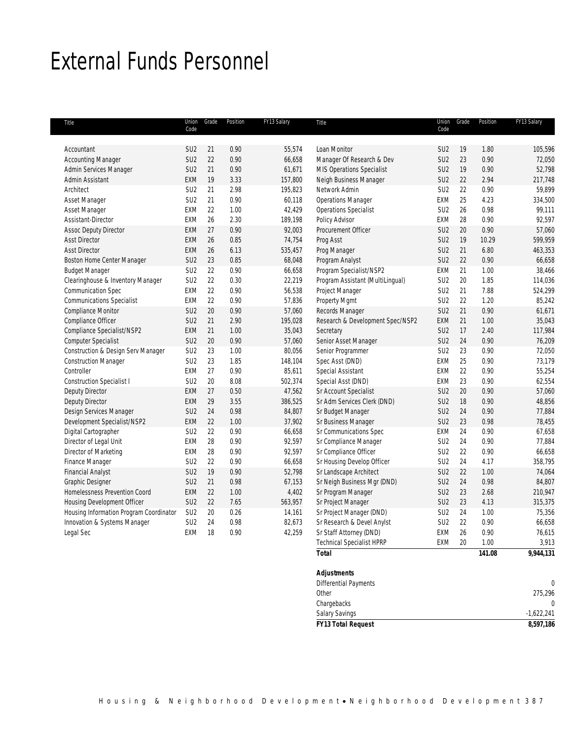# External Funds Personnel

| Title | Union Code | Grade | Position | FY13 Salary |
|---|---|---|---|---|
| Accountant | SU2 | 21 | 0.90 | 55,574 |
| Accounting Manager | SU2 | 22 | 0.90 | 66,658 |
| Admin Services Manager | SU2 | 21 | 0.90 | 61,671 |
| Admin Assistant | EXM | 19 | 3.33 | 157,800 |
| Architect | SU2 | 21 | 2.98 | 195,823 |
| Asset Manager | SU2 | 21 | 0.90 | 60,118 |
| Asset Manager | EXM | 22 | 1.00 | 42,429 |
| Assistant-Director | EXM | 26 | 2.30 | 189,198 |
| Assoc Deputy Director | EXM | 27 | 0.90 | 92,003 |
| Asst Director | EXM | 26 | 0.85 | 74,754 |
| Asst Director | EXM | 26 | 6.13 | 535,457 |
| Boston Home Center Manager | SU2 | 23 | 0.85 | 68,048 |
| Budget Manager | SU2 | 22 | 0.90 | 66,658 |
| Clearinghouse & Inventory Manager | SU2 | 22 | 0.30 | 22,219 |
| Communication Spec | EXM | 22 | 0.90 | 56,538 |
| Communications Specialist | EXM | 22 | 0.90 | 57,836 |
| Compliance Monitor | SU2 | 20 | 0.90 | 57,060 |
| Compliance Officer | SU2 | 21 | 2.90 | 195,028 |
| Compliance Specialist/NSP2 | EXM | 21 | 1.00 | 35,043 |
| Computer Specialist | SU2 | 20 | 0.90 | 57,060 |
| Construction & Design Serv Manager | SU2 | 23 | 1.00 | 80,056 |
| Construction Manager | SU2 | 23 | 1.85 | 148,104 |
| Controller | EXM | 27 | 0.90 | 85,611 |
| Construction Specialist I | SU2 | 20 | 8.08 | 502,374 |
| Deputy Director | EXM | 27 | 0.50 | 47,562 |
| Deputy Director | EXM | 29 | 3.55 | 386,525 |
| Design Services Manager | SU2 | 24 | 0.98 | 84,807 |
| Development Specialist/NSP2 | EXM | 22 | 1.00 | 37,902 |
| Digital Cartographer | SU2 | 22 | 0.90 | 66,658 |
| Director of Legal Unit | EXM | 28 | 0.90 | 92,597 |
| Director of Marketing | EXM | 28 | 0.90 | 92,597 |
| Finance Manager | SU2 | 22 | 0.90 | 66,658 |
| Financial Analyst | SU2 | 19 | 0.90 | 52,798 |
| Graphic Designer | SU2 | 21 | 0.98 | 67,153 |
| Homelessness Prevention Coord | EXM | 22 | 1.00 | 4,402 |
| Housing Development Officer | SU2 | 22 | 7.65 | 563,957 |
| Housing Information Program Coordinator | SU2 | 20 | 0.26 | 14,161 |
| Innovation & Systems Manager | SU2 | 24 | 0.98 | 82,673 |
| Legal Sec | EXM | 18 | 0.90 | 42,259 |
| Loan Monitor | SU2 | 19 | 1.80 | 105,596 |
| Manager Of Research & Dev | SU2 | 23 | 0.90 | 72,050 |
| MIS Operations Specialist | SU2 | 19 | 0.90 | 52,798 |
| Neigh Business Manager | SU2 | 22 | 2.94 | 217,748 |
| Network Admin | SU2 | 22 | 0.90 | 59,899 |
| Operations Manager | EXM | 25 | 4.23 | 334,500 |
| Operations Specialist | SU2 | 26 | 0.98 | 99,111 |
| Policy Advisor | EXM | 28 | 0.90 | 92,597 |
| Procurement Officer | SU2 | 20 | 0.90 | 57,060 |
| Prog Asst | SU2 | 19 | 10.29 | 599,959 |
| Prog Manager | SU2 | 21 | 6.80 | 463,353 |
| Program Analyst | SU2 | 22 | 0.90 | 66,658 |
| Program Specialist/NSP2 | EXM | 21 | 1.00 | 38,466 |
| Program Assistant (MultiLingual) | SU2 | 20 | 1.85 | 114,036 |
| Project Manager | SU2 | 21 | 7.88 | 524,299 |
| Property Mgmt | SU2 | 22 | 1.20 | 85,242 |
| Records Manager | SU2 | 21 | 0.90 | 61,671 |
| Research & Development Spec/NSP2 | EXM | 21 | 1.00 | 35,043 |
| Secretary | SU2 | 17 | 2.40 | 117,984 |
| Senior Asset Manager | SU2 | 24 | 0.90 | 76,209 |
| Senior Programmer | SU2 | 23 | 0.90 | 72,050 |
| Spec Asst (DND) | EXM | 25 | 0.90 | 73,179 |
| Special Assistant | EXM | 22 | 0.90 | 55,254 |
| Special Asst (DND) | EXM | 23 | 0.90 | 62,554 |
| Sr Account Specialist | SU2 | 20 | 0.90 | 57,060 |
| Sr Adm Services Clerk (DND) | SU2 | 18 | 0.90 | 48,856 |
| Sr Budget Manager | SU2 | 24 | 0.90 | 77,884 |
| Sr Business Manager | SU2 | 23 | 0.98 | 78,455 |
| Sr Communications Spec | EXM | 24 | 0.90 | 67,658 |
| Sr Compliance Manager | SU2 | 24 | 0.90 | 77,884 |
| Sr Compliance Officer | SU2 | 22 | 0.90 | 66,658 |
| Sr Housing Develop Officer | SU2 | 24 | 4.17 | 358,795 |
| Sr Landscape Architect | SU2 | 22 | 1.00 | 74,064 |
| Sr Neigh Business Mgr (DND) | SU2 | 24 | 0.98 | 84,807 |
| Sr Program Manager | SU2 | 23 | 2.68 | 210,947 |
| Sr Project Manager | SU2 | 23 | 4.13 | 315,375 |
| Sr Project Manager (DND) | SU2 | 24 | 1.00 | 75,356 |
| Sr Research & Devel Anylst | SU2 | 22 | 0.90 | 66,658 |
| Sr Staff Attorney (DND) | EXM | 26 | 0.90 | 76,615 |
| Technical Specialist HPRP | EXM | 20 | 1.00 | 3,913 |
| **Total** | | | **141.08** | **9,944,131** |

| **Adjustments** | |
|---|---|
| Differential Payments | 0 |
| Other | 275,296 |
| Chargebacks | 0 |
| Salary Savings | -1,622,241 |
| ***FY13 Total Request*** | **8,597,186** |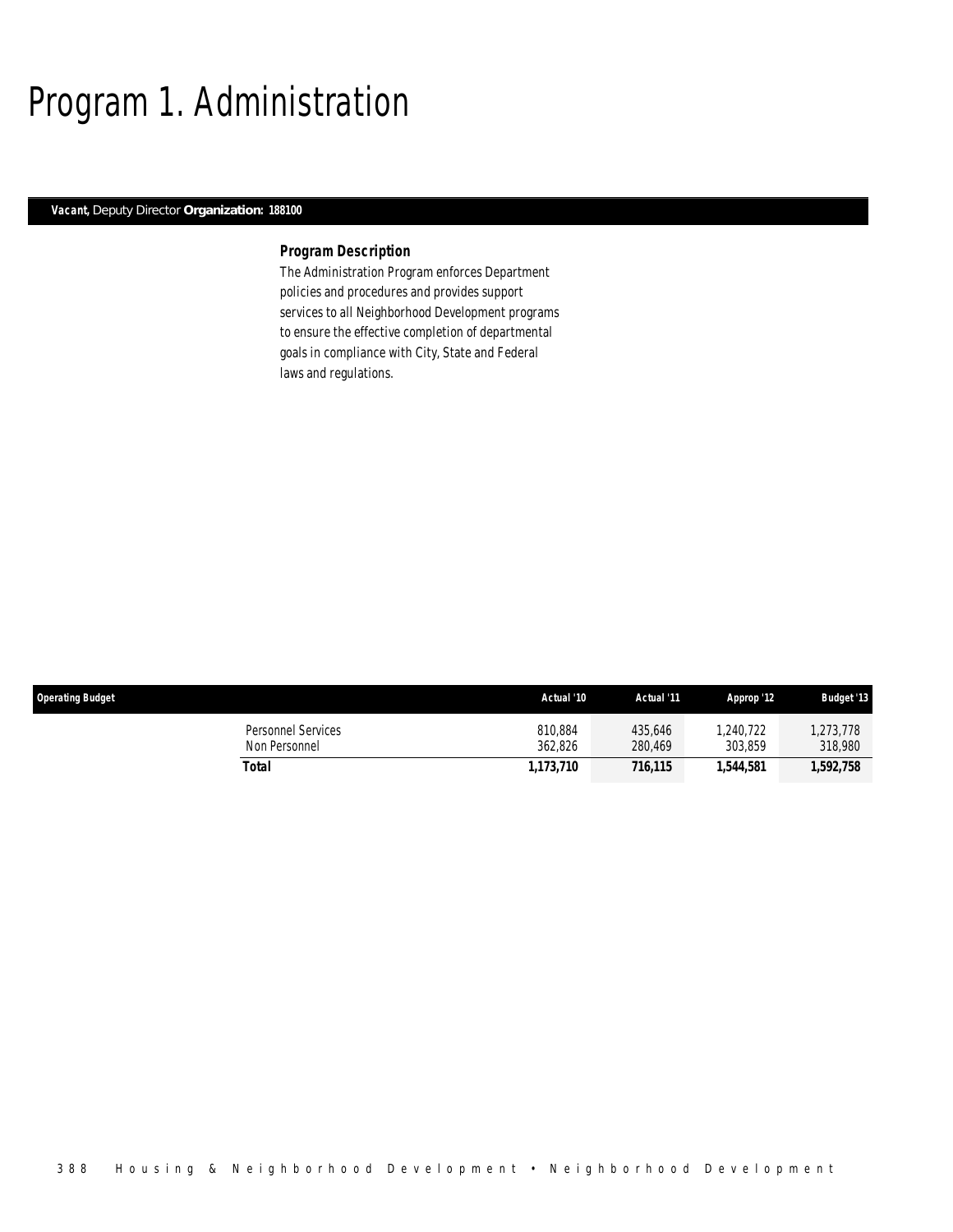# Program 1. Administration

***Vacant,*** Deputy Director **Organization: 188100**

### Program Description

The Administration Program enforces Department policies and procedures and provides support services to all Neighborhood Development programs to ensure the effective completion of departmental goals in compliance with City, State and Federal laws and regulations.

| Operating Budget | Actual '10 | Actual '11 | Approp '12 | Budget '13 |
|---|---|---|---|---|
| Personnel Services | 810,884 | 435,646 | 1,240,722 | 1,273,778 |
| Non Personnel | 362,826 | 280,469 | 303,859 | 318,980 |
| ***Total*** | ***1,173,710*** | ***716,115*** | ***1,544,581*** | ***1,592,758*** |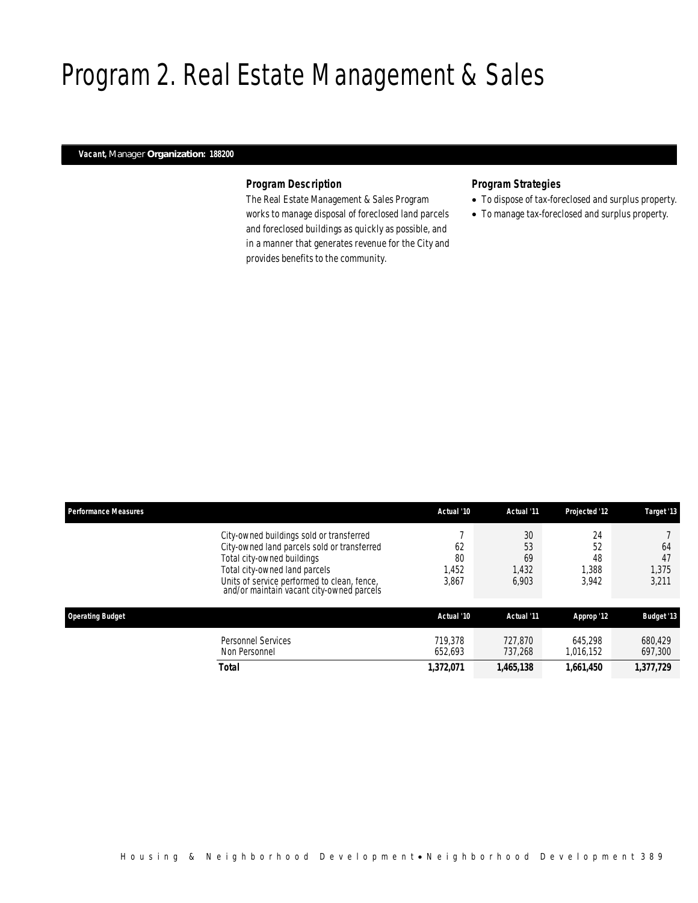# Program 2. Real Estate Management & Sales

***Vacant,*** *Manager* **Organization: 188200**

### *Program Description*

The Real Estate Management & Sales Program works to manage disposal of foreclosed land parcels and foreclosed buildings as quickly as possible, and in a manner that generates revenue for the City and provides benefits to the community.

### *Program Strategies*

- To dispose of tax-foreclosed and surplus property.
- To manage tax-foreclosed and surplus property.

| Performance Measures | Actual '10 | Actual '11 | Projected '12 | Target '13 |
|---|---|---|---|---|
| City-owned buildings sold or transferred | 7 | 30 | 24 | 7 |
| City-owned land parcels sold or transferred | 62 | 53 | 52 | 64 |
| Total city-owned buildings | 80 | 69 | 48 | 47 |
| Total city-owned land parcels | 1,452 | 1,432 | 1,388 | 1,375 |
| Units of service performed to clean, fence, and/or maintain vacant city-owned parcels | 3,867 | 6,903 | 3,942 | 3,211 |

| Operating Budget | Actual '10 | Actual '11 | Approp '12 | Budget '13 |
|---|---|---|---|---|
| Personnel Services | 719,378 | 727,870 | 645,298 | 680,429 |
| Non Personnel | 652,693 | 737,268 | 1,016,152 | 697,300 |
| **Total** | **1,372,071** | **1,465,138** | **1,661,450** | **1,377,729** |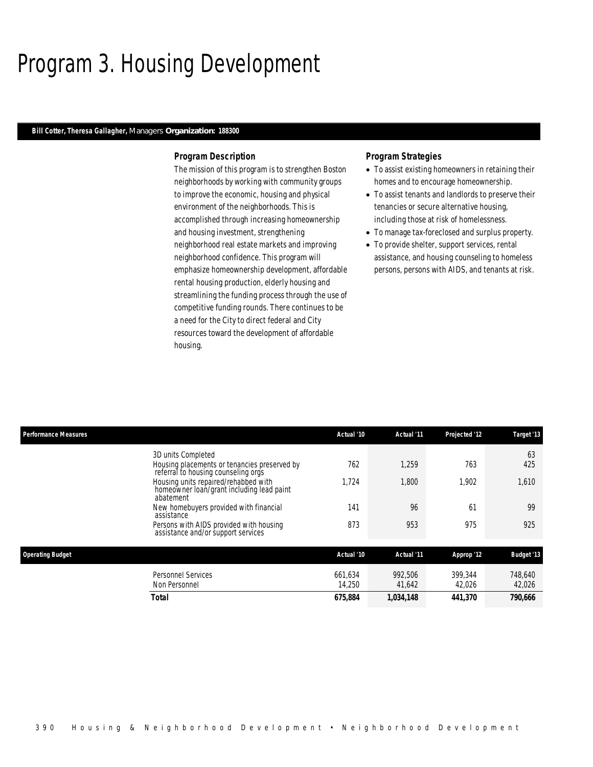# Program 3. Housing Development

**Bill Cotter, Theresa Gallagher,** Managers **Organization: 188300**

### Program Description

The mission of this program is to strengthen Boston neighborhoods by working with community groups to improve the economic, housing and physical environment of the neighborhoods. This is accomplished through increasing homeownership and housing investment, strengthening neighborhood real estate markets and improving neighborhood confidence. This program will emphasize homeownership development, affordable rental housing production, elderly housing and streamlining the funding process through the use of competitive funding rounds. There continues to be a need for the City to direct federal and City resources toward the development of affordable housing.

### Program Strategies

- To assist existing homeowners in retaining their homes and to encourage homeownership.
- To assist tenants and landlords to preserve their tenancies or secure alternative housing, including those at risk of homelessness.
- To manage tax-foreclosed and surplus property.
- To provide shelter, support services, rental assistance, and housing counseling to homeless persons, persons with AIDS, and tenants at risk.

| Performance Measures | Actual '10 | Actual '11 | Projected '12 | Target '13 |
|---|---|---|---|---|
| 3D units Completed | | | | 63 |
| Housing placements or tenancies preserved by referral to housing counseling orgs | 762 | 1,259 | 763 | 425 |
| Housing units repaired/rehabbed with homeowner loan/grant including lead paint abatement | 1,724 | 1,800 | 1,902 | 1,610 |
| New homebuyers provided with financial assistance | 141 | 96 | 61 | 99 |
| Persons with AIDS provided with housing assistance and/or support services | 873 | 953 | 975 | 925 |

| Operating Budget | Actual '10 | Actual '11 | Approp '12 | Budget '13 |
|---|---|---|---|---|
| Personnel Services | 661,634 | 992,506 | 399,344 | 748,640 |
| Non Personnel | 14,250 | 41,642 | 42,026 | 42,026 |
| **Total** | **675,884** | **1,034,148** | **441,370** | **790,666** |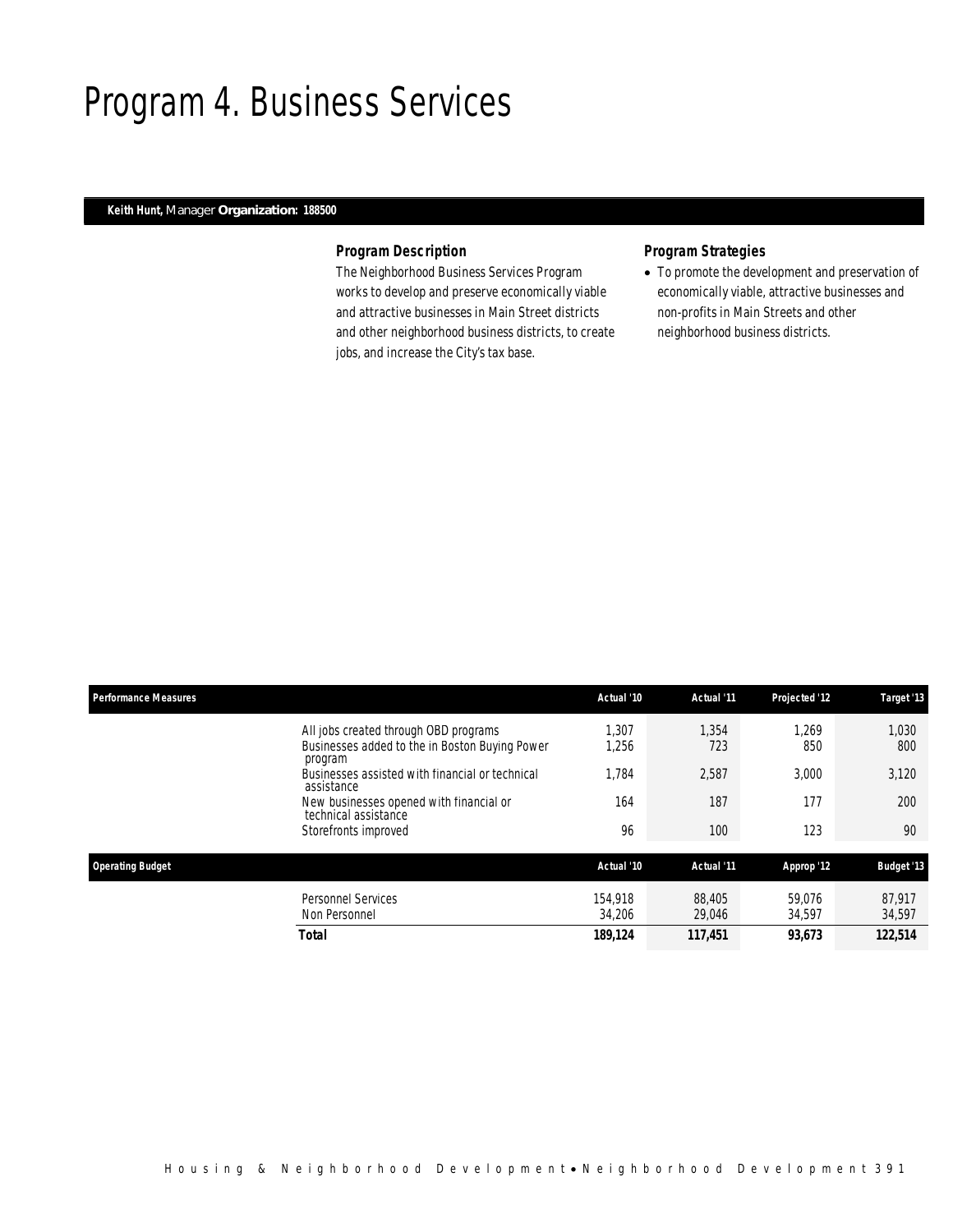# Program 4. Business Services

**Keith Hunt,** Manager **Organization: 188500**

### Program Description

The Neighborhood Business Services Program works to develop and preserve economically viable and attractive businesses in Main Street districts and other neighborhood business districts, to create jobs, and increase the City's tax base.

### Program Strategies

- To promote the development and preservation of economically viable, attractive businesses and non-profits in Main Streets and other neighborhood business districts.

| Performance Measures | Actual '10 | Actual '11 | Projected '12 | Target '13 |
|---|---|---|---|---|
| All jobs created through OBD programs | 1,307 | 1,354 | 1,269 | 1,030 |
| Businesses added to the in Boston Buying Power program | 1,256 | 723 | 850 | 800 |
| Businesses assisted with financial or technical assistance | 1,784 | 2,587 | 3,000 | 3,120 |
| New businesses opened with financial or technical assistance | 164 | 187 | 177 | 200 |
| Storefronts improved | 96 | 100 | 123 | 90 |

| Operating Budget | Actual '10 | Actual '11 | Approp '12 | Budget '13 |
|---|---|---|---|---|
| Personnel Services | 154,918 | 88,405 | 59,076 | 87,917 |
| Non Personnel | 34,206 | 29,046 | 34,597 | 34,597 |
| **Total** | **189,124** | **117,451** | **93,673** | **122,514** |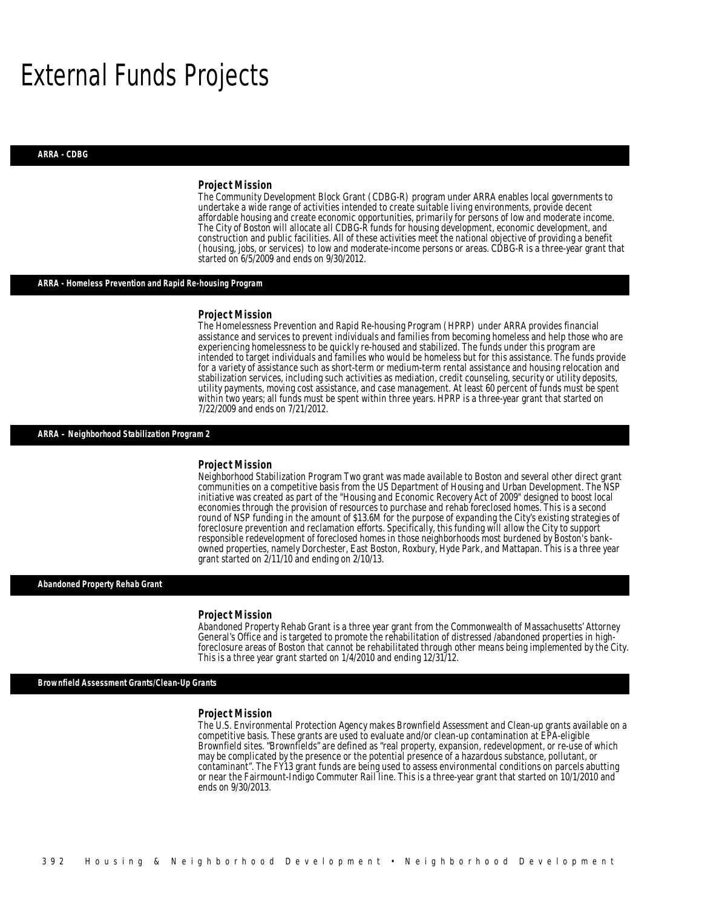# External Funds Projects

## ARRA - CDBG

### Project Mission

The Community Development Block Grant (CDBG-R) program under ARRA enables local governments to undertake a wide range of activities intended to create suitable living environments, provide decent affordable housing and create economic opportunities, primarily for persons of low and moderate income. The City of Boston will allocate all CDBG-R funds for housing development, economic development, and construction and public facilities. All of these activities meet the national objective of providing a benefit (housing, jobs, or services) to low and moderate-income persons or areas. CDBG-R is a three-year grant that started on 6/5/2009 and ends on 9/30/2012.

## ARRA - Homeless Prevention and Rapid Re-housing Program

### Project Mission

The Homelessness Prevention and Rapid Re-housing Program (HPRP) under ARRA provides financial assistance and services to prevent individuals and families from becoming homeless and help those who are experiencing homelessness to be quickly re-housed and stabilized. The funds under this program are intended to target individuals and families who would be homeless but for this assistance. The funds provide for a variety of assistance such as short-term or medium-term rental assistance and housing relocation and stabilization services, including such activities as mediation, credit counseling, security or utility deposits, utility payments, moving cost assistance, and case management. At least 60 percent of funds must be spent within two years; all funds must be spent within three years. HPRP is a three-year grant that started on 7/22/2009 and ends on 7/21/2012.

## ARRA – Neighborhood Stabilization Program 2

### Project Mission

Neighborhood Stabilization Program Two grant was made available to Boston and several other direct grant communities on a competitive basis from the US Department of Housing and Urban Development. The NSP initiative was created as part of the "Housing and Economic Recovery Act of 2009" designed to boost local economies through the provision of resources to purchase and rehab foreclosed homes. This is a second round of NSP funding in the amount of $13.6M for the purpose of expanding the City's existing strategies of foreclosure prevention and reclamation efforts. Specifically, this funding will allow the City to support responsible redevelopment of foreclosed homes in those neighborhoods most burdened by Boston's bank-owned properties, namely Dorchester, East Boston, Roxbury, Hyde Park, and Mattapan. This is a three year grant started on 2/11/10 and ending on 2/10/13.

## Abandoned Property Rehab Grant

### Project Mission

Abandoned Property Rehab Grant is a three year grant from the Commonwealth of Massachusetts' Attorney General's Office and is targeted to promote the rehabilitation of distressed /abandoned properties in high-foreclosure areas of Boston that cannot be rehabilitated through other means being implemented by the City. This is a three year grant started on 1/4/2010 and ending 12/31/12.

## Brownfield Assessment Grants/Clean-Up Grants

### Project Mission

The U.S. Environmental Protection Agency makes Brownfield Assessment and Clean-up grants available on a competitive basis. These grants are used to evaluate and/or clean-up contamination at EPA-eligible Brownfield sites. "Brownfields" are defined as "real property, expansion, redevelopment, or re-use of which may be complicated by the presence or the potential presence of a hazardous substance, pollutant, or contaminant". The FY13 grant funds are being used to assess environmental conditions on parcels abutting or near the Fairmount-Indigo Commuter Rail line. This is a three-year grant that started on 10/1/2010 and ends on 9/30/2013.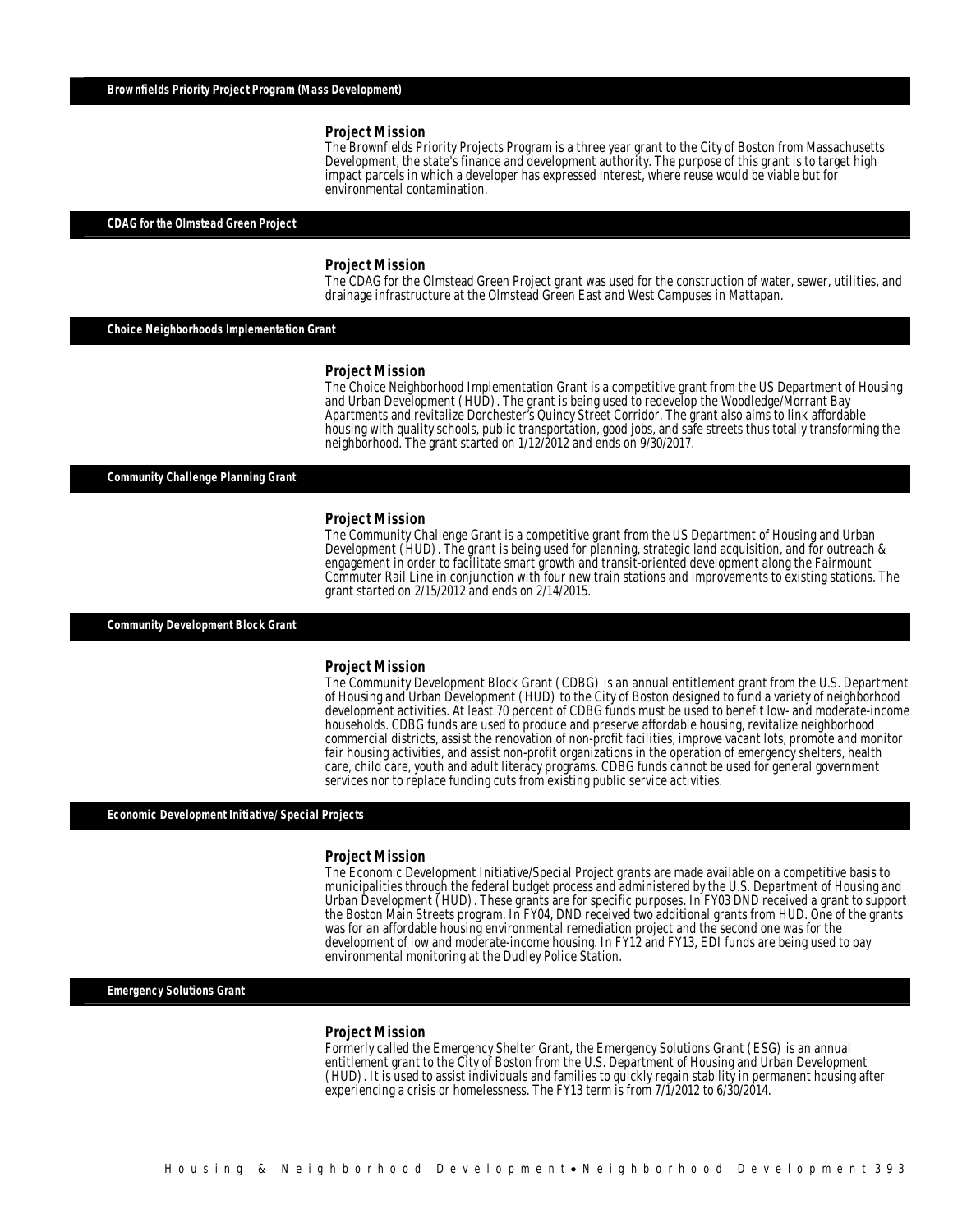## Brownfields Priority Project Program (Mass Development)

### Project Mission

The Brownfields Priority Projects Program is a three year grant to the City of Boston from Massachusetts Development, the state's finance and development authority. The purpose of this grant is to target high impact parcels in which a developer has expressed interest, where reuse would be viable but for environmental contamination.

## CDAG for the Olmstead Green Project

### Project Mission

The CDAG for the Olmstead Green Project grant was used for the construction of water, sewer, utilities, and drainage infrastructure at the Olmstead Green East and West Campuses in Mattapan.

## Choice Neighborhoods Implementation Grant

### Project Mission

The Choice Neighborhood Implementation Grant is a competitive grant from the US Department of Housing and Urban Development (HUD). The grant is being used to redevelop the Woodledge/Morrant Bay Apartments and revitalize Dorchester's Quincy Street Corridor. The grant also aims to link affordable housing with quality schools, public transportation, good jobs, and safe streets thus totally transforming the neighborhood. The grant started on 1/12/2012 and ends on 9/30/2017.

## Community Challenge Planning Grant

### Project Mission

The Community Challenge Grant is a competitive grant from the US Department of Housing and Urban Development (HUD). The grant is being used for planning, strategic land acquisition, and for outreach & engagement in order to facilitate smart growth and transit-oriented development along the Fairmount Commuter Rail Line in conjunction with four new train stations and improvements to existing stations. The grant started on 2/15/2012 and ends on 2/14/2015.

## Community Development Block Grant

### Project Mission

The Community Development Block Grant (CDBG) is an annual entitlement grant from the U.S. Department of Housing and Urban Development (HUD) to the City of Boston designed to fund a variety of neighborhood development activities. At least 70 percent of CDBG funds must be used to benefit low- and moderate-income households. CDBG funds are used to produce and preserve affordable housing, revitalize neighborhood commercial districts, assist the renovation of non-profit facilities, improve vacant lots, promote and monitor fair housing activities, and assist non-profit organizations in the operation of emergency shelters, health care, child care, youth and adult literacy programs. CDBG funds cannot be used for general government services nor to replace funding cuts from existing public service activities.

## Economic Development Initiative/Special Projects

### Project Mission

The Economic Development Initiative/Special Project grants are made available on a competitive basis to municipalities through the federal budget process and administered by the U.S. Department of Housing and Urban Development (HUD). These grants are for specific purposes. In FY03 DND received a grant to support the Boston Main Streets program. In FY04, DND received two additional grants from HUD. One of the grants was for an affordable housing environmental remediation project and the second one was for the development of low and moderate-income housing. In FY12 and FY13, EDI funds are being used to pay environmental monitoring at the Dudley Police Station.

## Emergency Solutions Grant

### Project Mission

Formerly called the Emergency Shelter Grant, the Emergency Solutions Grant (ESG) is an annual entitlement grant to the City of Boston from the U.S. Department of Housing and Urban Development (HUD). It is used to assist individuals and families to quickly regain stability in permanent housing after experiencing a crisis or homelessness. The FY13 term is from 7/1/2012 to 6/30/2014.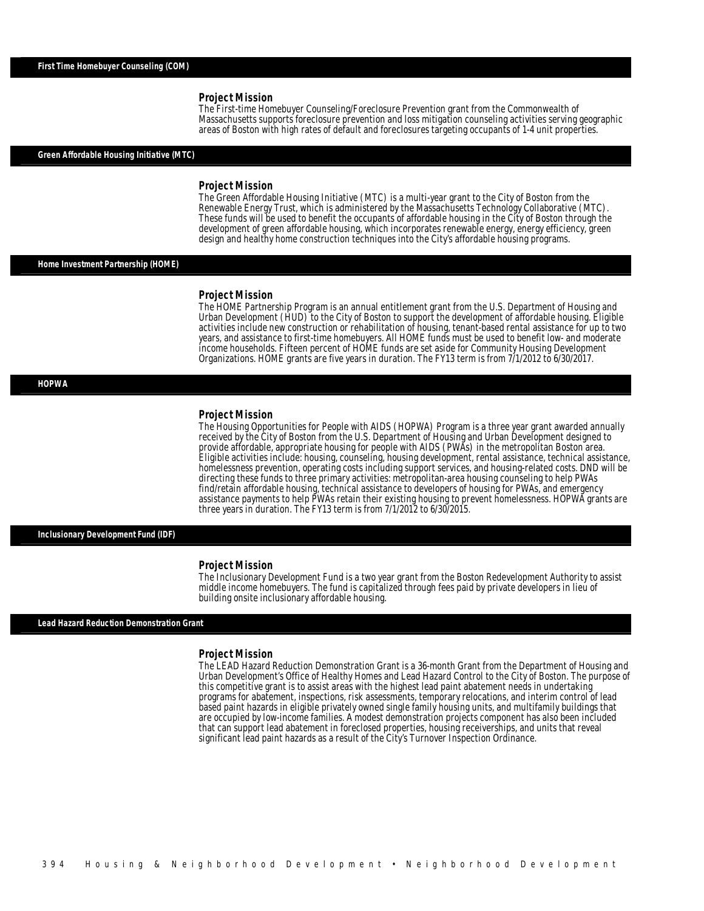## First Time Homebuyer Counseling (COM)

### Project Mission

The First-time Homebuyer Counseling/Foreclosure Prevention grant from the Commonwealth of Massachusetts supports foreclosure prevention and loss mitigation counseling activities serving geographic areas of Boston with high rates of default and foreclosures targeting occupants of 1-4 unit properties.

## Green Affordable Housing Initiative (MTC)

### Project Mission

The Green Affordable Housing Initiative (MTC) is a multi-year grant to the City of Boston from the Renewable Energy Trust, which is administered by the Massachusetts Technology Collaborative (MTC). These funds will be used to benefit the occupants of affordable housing in the City of Boston through the development of green affordable housing, which incorporates renewable energy, energy efficiency, green design and healthy home construction techniques into the City's affordable housing programs.

## Home Investment Partnership (HOME)

### Project Mission

The HOME Partnership Program is an annual entitlement grant from the U.S. Department of Housing and Urban Development (HUD) to the City of Boston to support the development of affordable housing. Eligible activities include new construction or rehabilitation of housing, tenant-based rental assistance for up to two years, and assistance to first-time homebuyers. All HOME funds must be used to benefit low- and moderate income households. Fifteen percent of HOME funds are set aside for Community Housing Development Organizations. HOME grants are five years in duration. The FY13 term is from 7/1/2012 to 6/30/2017.

## HOPWA

### Project Mission

The Housing Opportunities for People with AIDS (HOPWA) Program is a three year grant awarded annually received by the City of Boston from the U.S. Department of Housing and Urban Development designed to provide affordable, appropriate housing for people with AIDS (PWAs) in the metropolitan Boston area. Eligible activities include: housing, counseling, housing development, rental assistance, technical assistance, homelessness prevention, operating costs including support services, and housing-related costs. DND will be directing these funds to three primary activities: metropolitan-area housing counseling to help PWAs find/retain affordable housing, technical assistance to developers of housing for PWAs, and emergency assistance payments to help PWAs retain their existing housing to prevent homelessness. HOPWA grants are three years in duration. The FY13 term is from 7/1/2012 to 6/30/2015.

## Inclusionary Development Fund (IDF)

### Project Mission

The Inclusionary Development Fund is a two year grant from the Boston Redevelopment Authority to assist middle income homebuyers. The fund is capitalized through fees paid by private developers in lieu of building onsite inclusionary affordable housing.

## Lead Hazard Reduction Demonstration Grant

### Project Mission

The LEAD Hazard Reduction Demonstration Grant is a 36-month Grant from the Department of Housing and Urban Development's Office of Healthy Homes and Lead Hazard Control to the City of Boston. The purpose of this competitive grant is to assist areas with the highest lead paint abatement needs in undertaking programs for abatement, inspections, risk assessments, temporary relocations, and interim control of lead based paint hazards in eligible privately owned single family housing units, and multifamily buildings that are occupied by low-income families. A modest demonstration projects component has also been included that can support lead abatement in foreclosed properties, housing receiverships, and units that reveal significant lead paint hazards as a result of the City's Turnover Inspection Ordinance.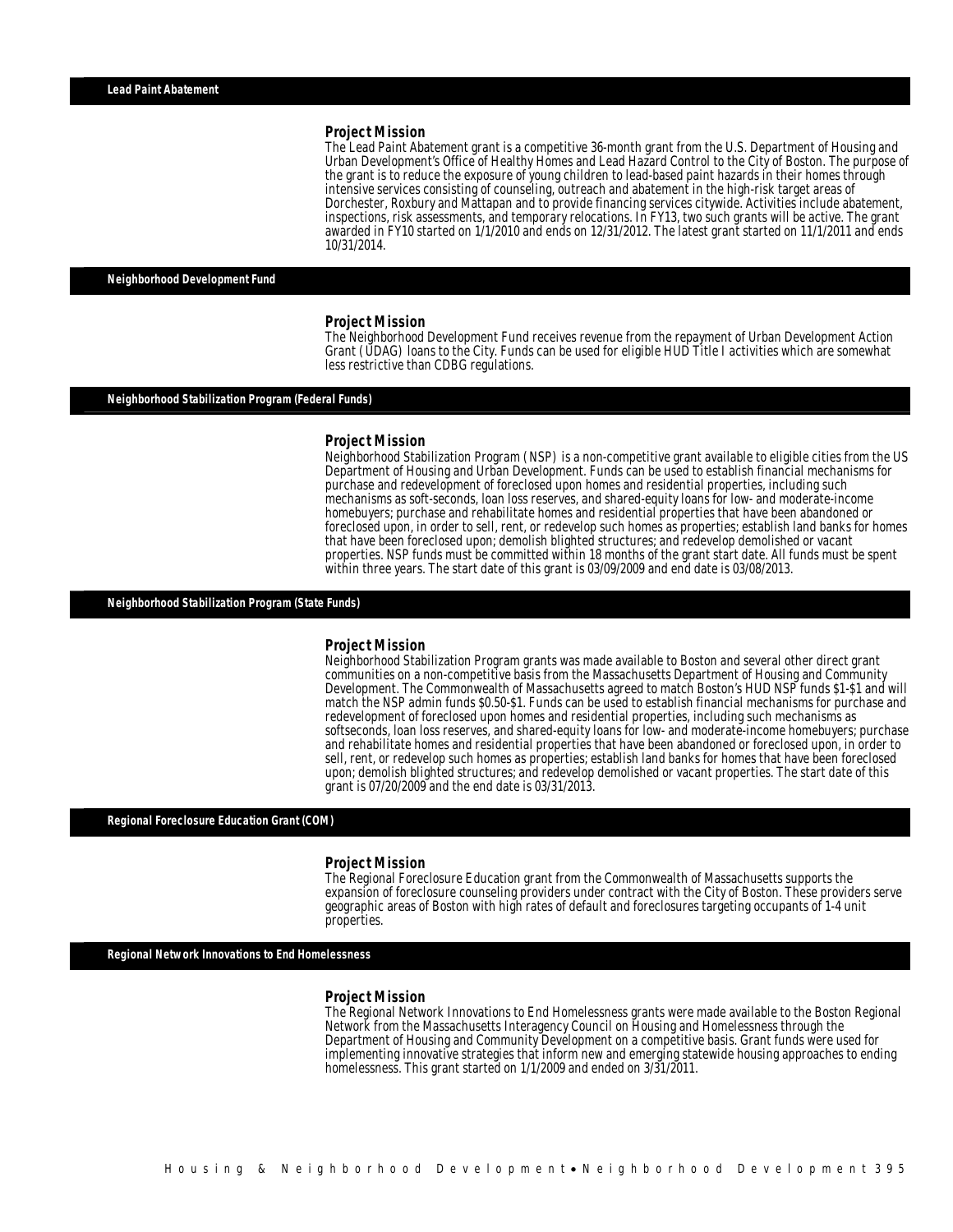## Lead Paint Abatement

### Project Mission

The Lead Paint Abatement grant is a competitive 36-month grant from the U.S. Department of Housing and Urban Development's Office of Healthy Homes and Lead Hazard Control to the City of Boston. The purpose of the grant is to reduce the exposure of young children to lead-based paint hazards in their homes through intensive services consisting of counseling, outreach and abatement in the high-risk target areas of Dorchester, Roxbury and Mattapan and to provide financing services citywide. Activities include abatement, inspections, risk assessments, and temporary relocations. In FY13, two such grants will be active. The grant awarded in FY10 started on 1/1/2010 and ends on 12/31/2012. The latest grant started on 11/1/2011 and ends 10/31/2014.

## Neighborhood Development Fund

### Project Mission

The Neighborhood Development Fund receives revenue from the repayment of Urban Development Action Grant (UDAG) loans to the City. Funds can be used for eligible HUD Title I activities which are somewhat less restrictive than CDBG regulations.

## Neighborhood Stabilization Program (Federal Funds)

### Project Mission

Neighborhood Stabilization Program (NSP) is a non-competitive grant available to eligible cities from the US Department of Housing and Urban Development. Funds can be used to establish financial mechanisms for purchase and redevelopment of foreclosed upon homes and residential properties, including such mechanisms as soft-seconds, loan loss reserves, and shared-equity loans for low- and moderate-income homebuyers; purchase and rehabilitate homes and residential properties that have been abandoned or foreclosed upon, in order to sell, rent, or redevelop such homes as properties; establish land banks for homes that have been foreclosed upon; demolish blighted structures; and redevelop demolished or vacant properties. NSP funds must be committed within 18 months of the grant start date. All funds must be spent within three years. The start date of this grant is 03/09/2009 and end date is 03/08/2013.

## Neighborhood Stabilization Program (State Funds)

### Project Mission

Neighborhood Stabilization Program grants was made available to Boston and several other direct grant communities on a non-competitive basis from the Massachusetts Department of Housing and Community Development. The Commonwealth of Massachusetts agreed to match Boston's HUD NSP funds $1-$1 and will match the NSP admin funds $0.50-$1. Funds can be used to establish financial mechanisms for purchase and redevelopment of foreclosed upon homes and residential properties, including such mechanisms as softseconds, loan loss reserves, and shared-equity loans for low- and moderate-income homebuyers; purchase and rehabilitate homes and residential properties that have been abandoned or foreclosed upon, in order to sell, rent, or redevelop such homes as properties; establish land banks for homes that have been foreclosed upon; demolish blighted structures; and redevelop demolished or vacant properties. The start date of this grant is 07/20/2009 and the end date is 03/31/2013.

## Regional Foreclosure Education Grant (COM)

### Project Mission

The Regional Foreclosure Education grant from the Commonwealth of Massachusetts supports the expansion of foreclosure counseling providers under contract with the City of Boston. These providers serve geographic areas of Boston with high rates of default and foreclosures targeting occupants of 1-4 unit properties.

## Regional Network Innovations to End Homelessness

### Project Mission

The Regional Network Innovations to End Homelessness grants were made available to the Boston Regional Network from the Massachusetts Interagency Council on Housing and Homelessness through the Department of Housing and Community Development on a competitive basis. Grant funds were used for implementing innovative strategies that inform new and emerging statewide housing approaches to ending homelessness. This grant started on 1/1/2009 and ended on 3/31/2011.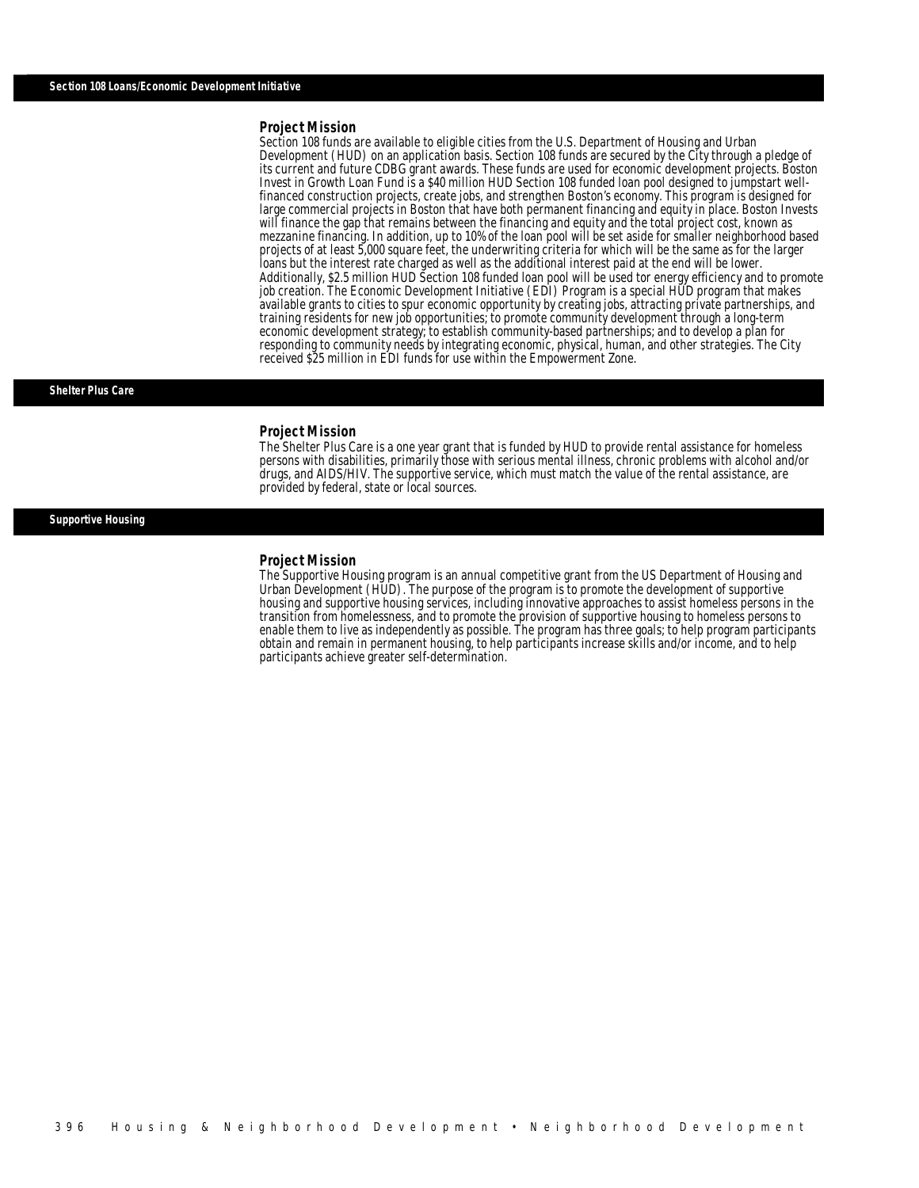## Section 108 Loans/Economic Development Initiative

### Project Mission

Section 108 funds are available to eligible cities from the U.S. Department of Housing and Urban Development (HUD) on an application basis. Section 108 funds are secured by the City through a pledge of its current and future CDBG grant awards. These funds are used for economic development projects. Boston Invest in Growth Loan Fund is a $40 million HUD Section 108 funded loan pool designed to jumpstart well-financed construction projects, create jobs, and strengthen Boston's economy. This program is designed for large commercial projects in Boston that have both permanent financing and equity in place. Boston Invests will finance the gap that remains between the financing and equity and the total project cost, known as mezzanine financing. In addition, up to 10% of the loan pool will be set aside for smaller neighborhood based projects of at least 5,000 square feet, the underwriting criteria for which will be the same as for the larger loans but the interest rate charged as well as the additional interest paid at the end will be lower. Additionally, $2.5 million HUD Section 108 funded loan pool will be used tor energy efficiency and to promote job creation. The Economic Development Initiative (EDI) Program is a special HUD program that makes available grants to cities to spur economic opportunity by creating jobs, attracting private partnerships, and training residents for new job opportunities; to promote community development through a long-term economic development strategy; to establish community-based partnerships; and to develop a plan for responding to community needs by integrating economic, physical, human, and other strategies. The City received $25 million in EDI funds for use within the Empowerment Zone.

## Shelter Plus Care

### Project Mission

The Shelter Plus Care is a one year grant that is funded by HUD to provide rental assistance for homeless persons with disabilities, primarily those with serious mental illness, chronic problems with alcohol and/or drugs, and AIDS/HIV. The supportive service, which must match the value of the rental assistance, are provided by federal, state or local sources.

## Supportive Housing

### Project Mission

The Supportive Housing program is an annual competitive grant from the US Department of Housing and Urban Development (HUD). The purpose of the program is to promote the development of supportive housing and supportive housing services, including innovative approaches to assist homeless persons in the transition from homelessness, and to promote the provision of supportive housing to homeless persons to enable them to live as independently as possible. The program has three goals; to help program participants obtain and remain in permanent housing, to help participants increase skills and/or income, and to help participants achieve greater self-determination.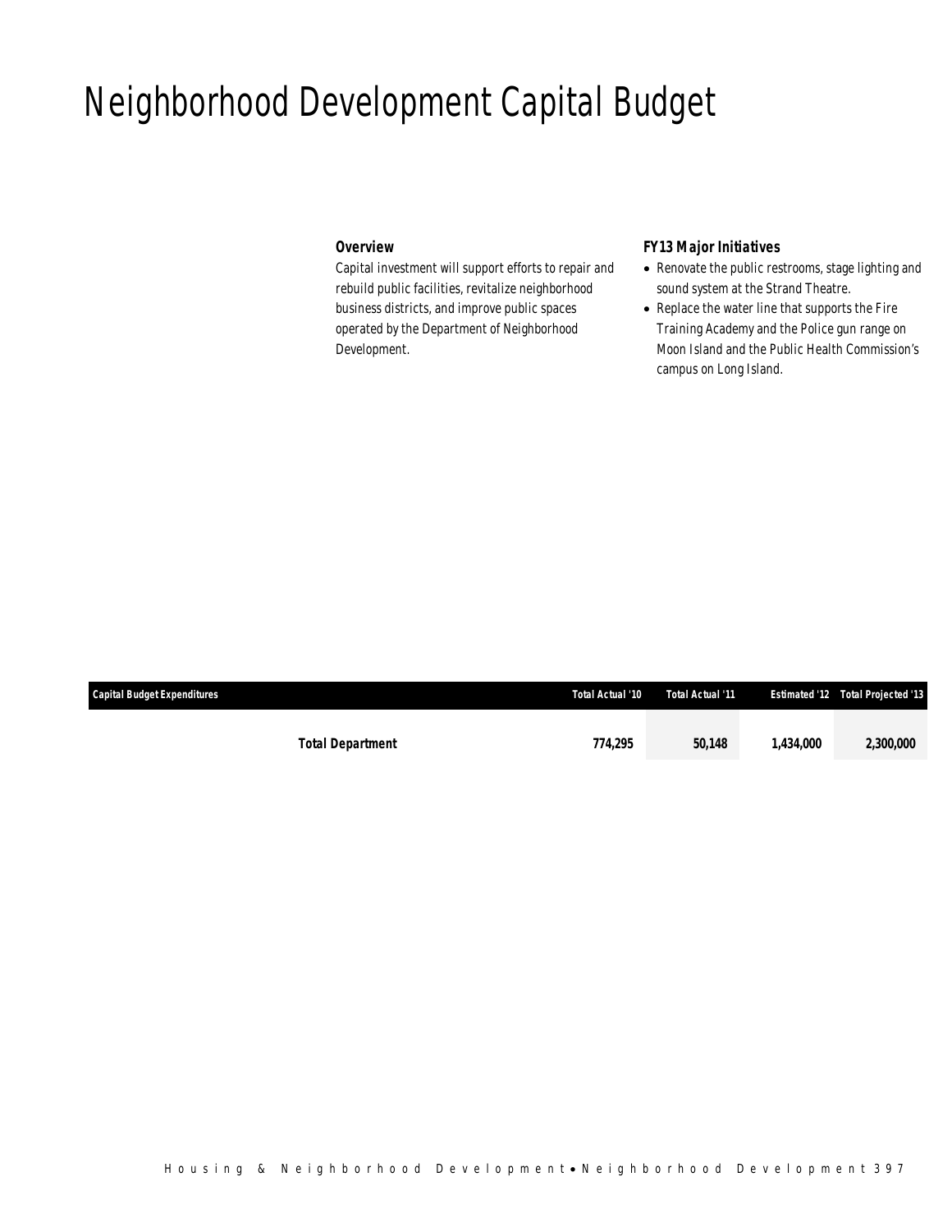# Neighborhood Development Capital Budget

### Overview

Capital investment will support efforts to repair and rebuild public facilities, revitalize neighborhood business districts, and improve public spaces operated by the Department of Neighborhood Development.

### FY13 Major Initiatives

- Renovate the public restrooms, stage lighting and sound system at the Strand Theatre.
- Replace the water line that supports the Fire Training Academy and the Police gun range on Moon Island and the Public Health Commission's campus on Long Island.

| Capital Budget Expenditures | Total Actual '10 | Total Actual '11 | Estimated '12 | Total Projected '13 |
|---|---|---|---|---|
| **Total Department** | **774,295** | **50,148** | **1,434,000** | **2,300,000** |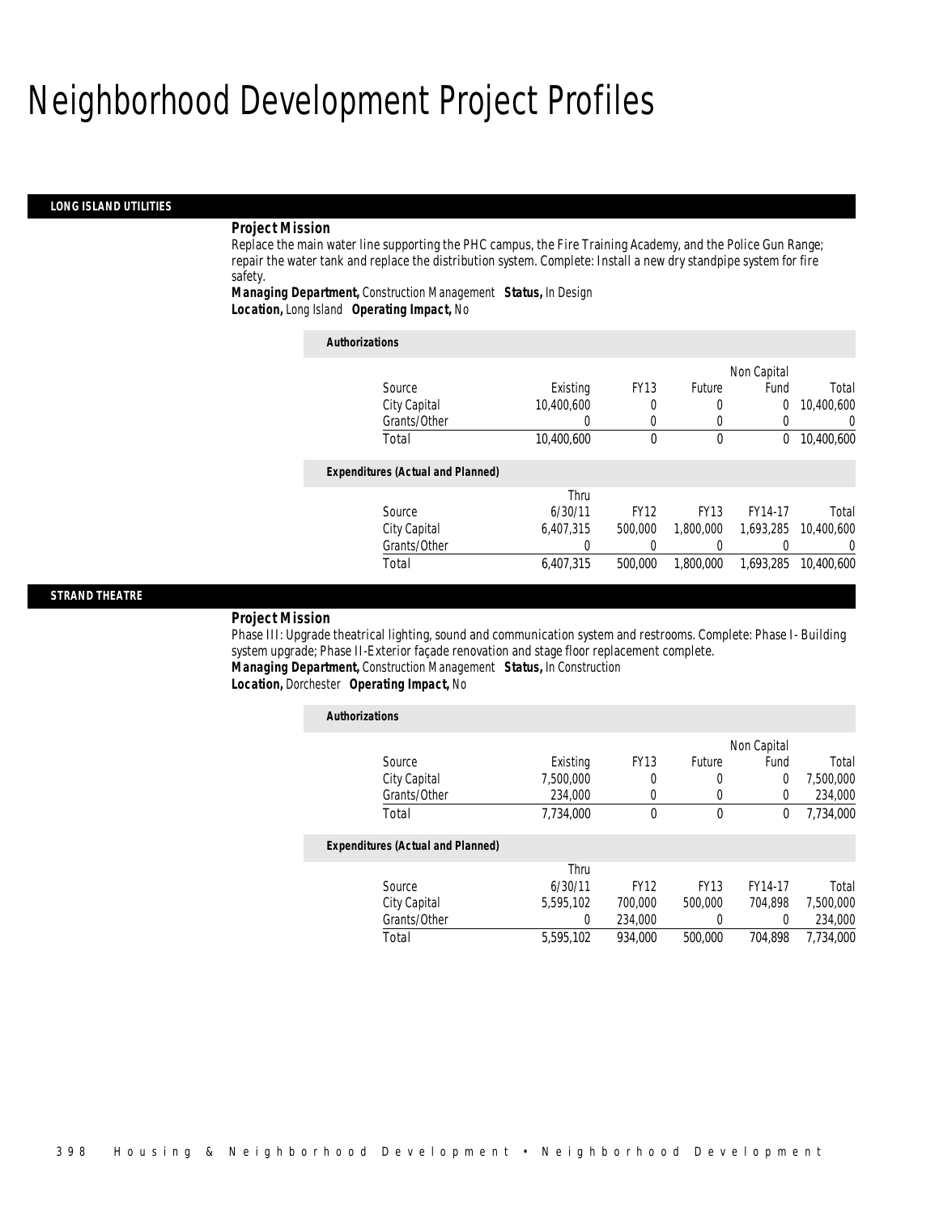# Neighborhood Development Project Profiles

## LONG ISLAND UTILITIES

### Project Mission

Replace the main water line supporting the PHC campus, the Fire Training Academy, and the Police Gun Range; repair the water tank and replace the distribution system. Complete: Install a new dry standpipe system for fire safety.

***Managing Department,*** Construction Management ***Status,*** In Design
***Location,*** Long Island ***Operating Impact,*** No

***Authorizations***

| Source | Existing | FY13 | Future | Non Capital Fund | Total |
|---|---|---|---|---|---|
| City Capital | 10,400,600 | 0 | 0 | 0 | 10,400,600 |
| Grants/Other | 0 | 0 | 0 | 0 | 0 |
| Total | 10,400,600 | 0 | 0 | 0 | 10,400,600 |

***Expenditures (Actual and Planned)***

| Source | Thru 6/30/11 | FY12 | FY13 | FY14-17 | Total |
|---|---|---|---|---|---|
| City Capital | 6,407,315 | 500,000 | 1,800,000 | 1,693,285 | 10,400,600 |
| Grants/Other | 0 | 0 | 0 | 0 | 0 |
| Total | 6,407,315 | 500,000 | 1,800,000 | 1,693,285 | 10,400,600 |

## STRAND THEATRE

### Project Mission

Phase III: Upgrade theatrical lighting, sound and communication system and restrooms. Complete: Phase I- Building system upgrade; Phase II-Exterior façade renovation and stage floor replacement complete.

***Managing Department,*** Construction Management ***Status,*** In Construction
***Location,*** Dorchester ***Operating Impact,*** No

***Authorizations***

| Source | Existing | FY13 | Future | Non Capital Fund | Total |
|---|---|---|---|---|---|
| City Capital | 7,500,000 | 0 | 0 | 0 | 7,500,000 |
| Grants/Other | 234,000 | 0 | 0 | 0 | 234,000 |
| Total | 7,734,000 | 0 | 0 | 0 | 7,734,000 |

***Expenditures (Actual and Planned)***

| Source | Thru 6/30/11 | FY12 | FY13 | FY14-17 | Total |
|---|---|---|---|---|---|
| City Capital | 5,595,102 | 700,000 | 500,000 | 704,898 | 7,500,000 |
| Grants/Other | 0 | 234,000 | 0 | 0 | 234,000 |
| Total | 5,595,102 | 934,000 | 500,000 | 704,898 | 7,734,000 |